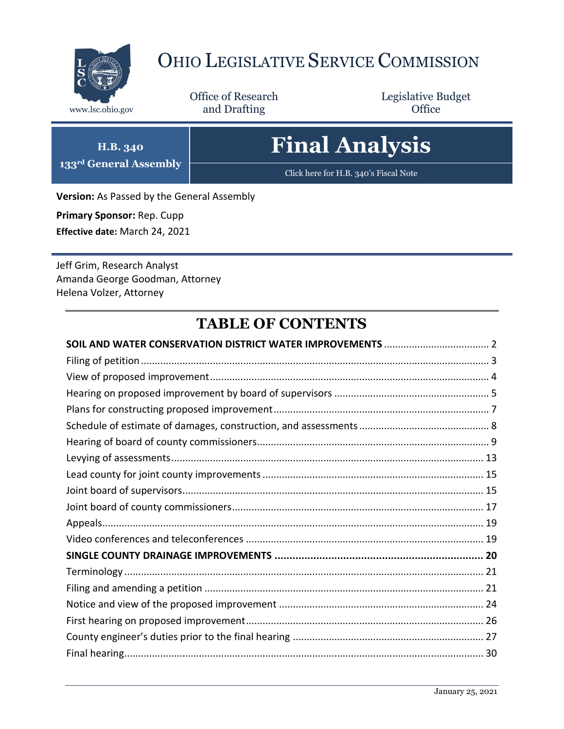# OHIO LEGISLATIVE SERVICE COMMISSION

www.lsc.ohio.gov

Office of Research and Drafting

Legislative Budget Office

**H.B. 340**
**133rd General Assembly**

# Final Analysis

Click here for H.B. 340's Fiscal Note

**Version:** As Passed by the General Assembly

**Primary Sponsor:** Rep. Cupp

**Effective date:** March 24, 2021

Jeff Grim, Research Analyst
Amanda George Goodman, Attorney
Helena Volzer, Attorney

## TABLE OF CONTENTS

**SOIL AND WATER CONSERVATION DISTRICT WATER IMPROVEMENTS** ....... 2
Filing of petition ....... 3
View of proposed improvement ....... 4
Hearing on proposed improvement by board of supervisors ....... 5
Plans for constructing proposed improvement ....... 7
Schedule of estimate of damages, construction, and assessments ....... 8
Hearing of board of county commissioners ....... 9
Levying of assessments ....... 13
Lead county for joint county improvements ....... 15
Joint board of supervisors ....... 15
Joint board of county commissioners ....... 17
Appeals ....... 19
Video conferences and teleconferences ....... 19
**SINGLE COUNTY DRAINAGE IMPROVEMENTS** ....... **20**
Terminology ....... 21
Filing and amending a petition ....... 21
Notice and view of the proposed improvement ....... 24
First hearing on proposed improvement ....... 26
County engineer's duties prior to the final hearing ....... 27
Final hearing ....... 30

January 25, 2021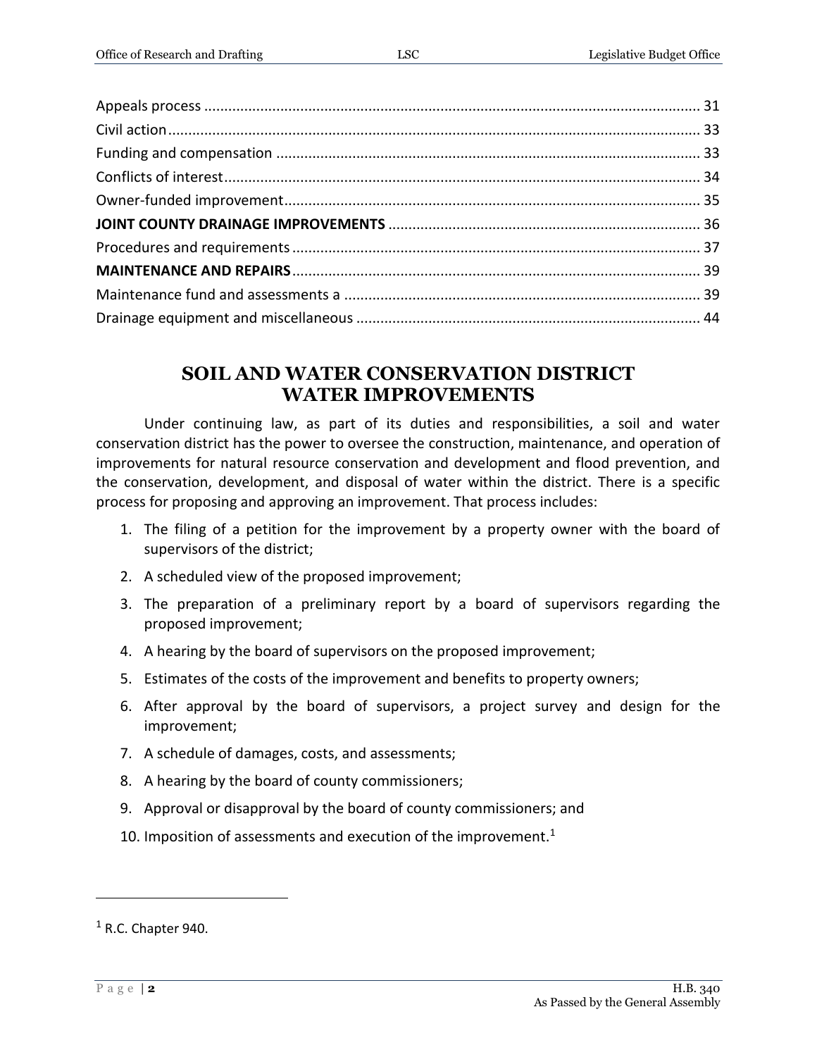Appeals process ........................................................................................................... 31

Civil action .................................................................................................................... 33

Funding and compensation ......................................................................................... 33

Conflicts of interest ...................................................................................................... 34

Owner-funded improvement ........................................................................................ 35

**JOINT COUNTY DRAINAGE IMPROVEMENTS** ............................................................................ 36

Procedures and requirements ..................................................................................... 37

**MAINTENANCE AND REPAIRS** ...................................................................................... 39

Maintenance fund and assessments a ......................................................................... 39

Drainage equipment and miscellaneous ...................................................................... 44

## SOIL AND WATER CONSERVATION DISTRICT WATER IMPROVEMENTS

Under continuing law, as part of its duties and responsibilities, a soil and water conservation district has the power to oversee the construction, maintenance, and operation of improvements for natural resource conservation and development and flood prevention, and the conservation, development, and disposal of water within the district. There is a specific process for proposing and approving an improvement. That process includes:

1. The filing of a petition for the improvement by a property owner with the board of supervisors of the district;
2. A scheduled view of the proposed improvement;
3. The preparation of a preliminary report by a board of supervisors regarding the proposed improvement;
4. A hearing by the board of supervisors on the proposed improvement;
5. Estimates of the costs of the improvement and benefits to property owners;
6. After approval by the board of supervisors, a project survey and design for the improvement;
7. A schedule of damages, costs, and assessments;
8. A hearing by the board of county commissioners;
9. Approval or disapproval by the board of county commissioners; and
10. Imposition of assessments and execution of the improvement.[1]

[1] R.C. Chapter 940.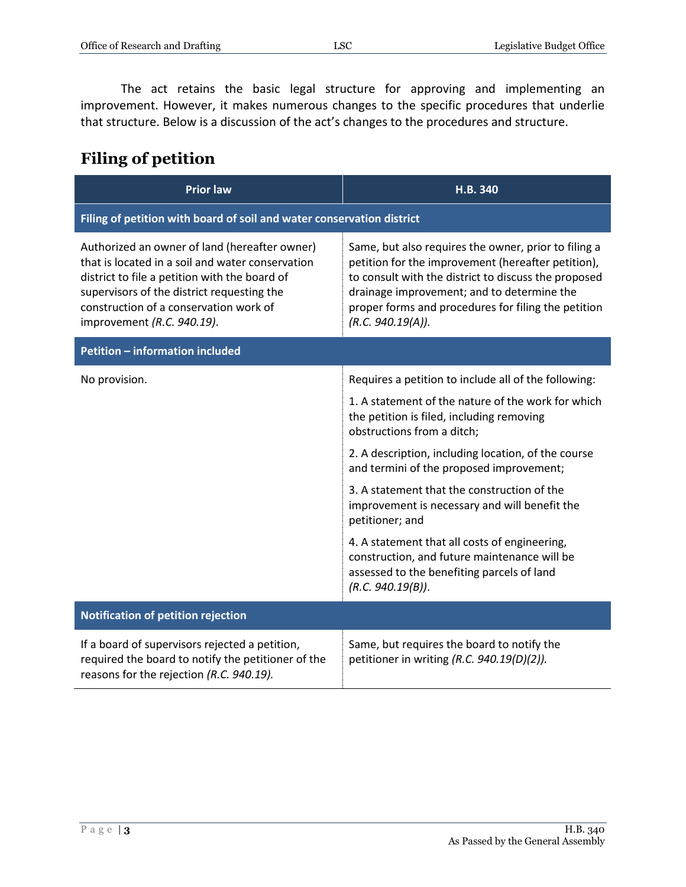The act retains the basic legal structure for approving and implementing an improvement. However, it makes numerous changes to the specific procedures that underlie that structure. Below is a discussion of the act's changes to the procedures and structure.

## Filing of petition

| Prior law | H.B. 340 |
|---|---|
| **Filing of petition with board of soil and water conservation district** | |
| Authorized an owner of land (hereafter owner) that is located in a soil and water conservation district to file a petition with the board of supervisors of the district requesting the construction of a conservation work of improvement *(R.C. 940.19)*. | Same, but also requires the owner, prior to filing a petition for the improvement (hereafter petition), to consult with the district to discuss the proposed drainage improvement; and to determine the proper forms and procedures for filing the petition *(R.C. 940.19(A))*. |
| **Petition – information included** | |
| No provision. | Requires a petition to include all of the following:<br>1. A statement of the nature of the work for which the petition is filed, including removing obstructions from a ditch;<br>2. A description, including location, of the course and termini of the proposed improvement;<br>3. A statement that the construction of the improvement is necessary and will benefit the petitioner; and<br>4. A statement that all costs of engineering, construction, and future maintenance will be assessed to the benefiting parcels of land *(R.C. 940.19(B))*. |
| **Notification of petition rejection** | |
| If a board of supervisors rejected a petition, required the board to notify the petitioner of the reasons for the rejection *(R.C. 940.19)*. | Same, but requires the board to notify the petitioner in writing *(R.C. 940.19(D)(2))*. |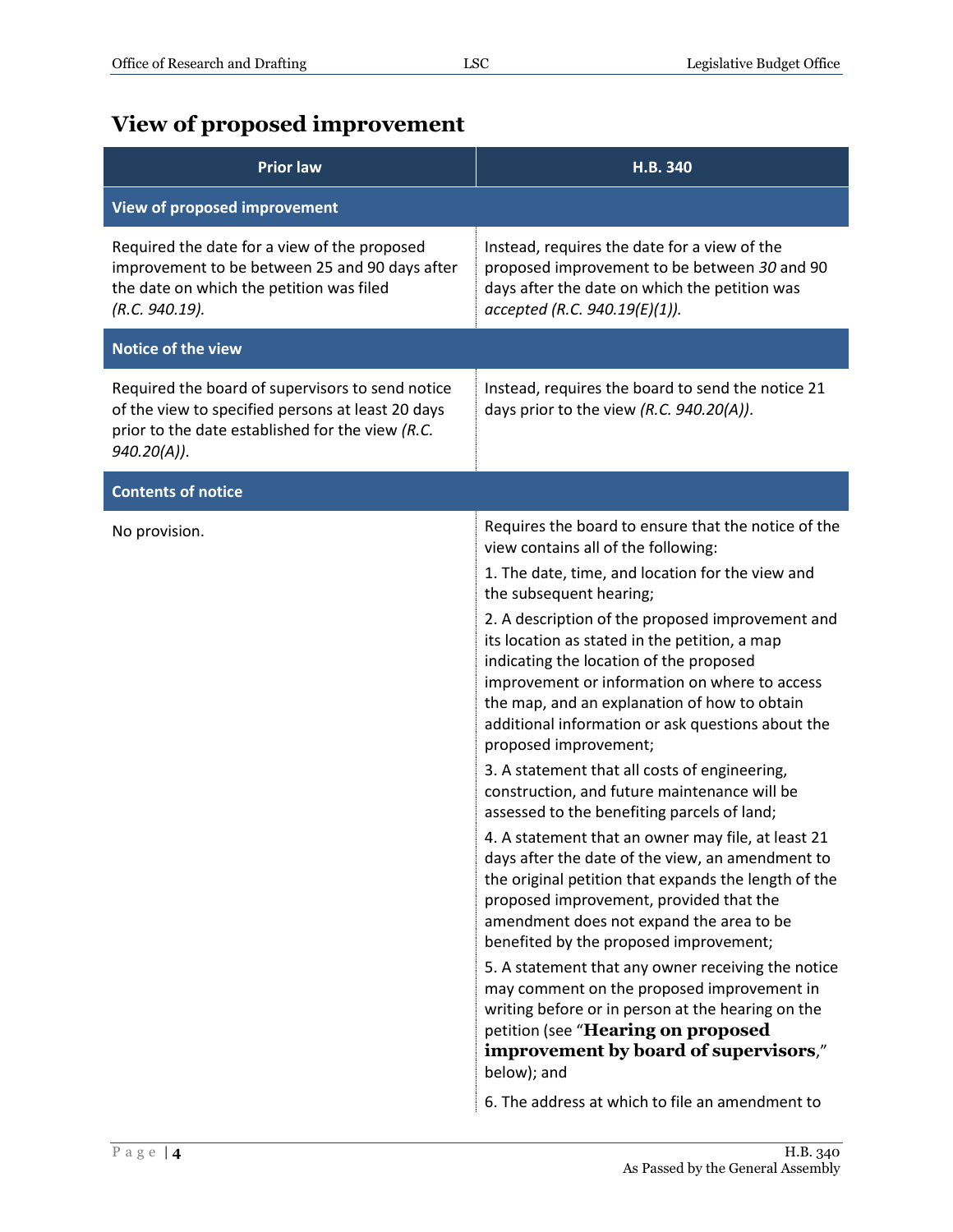# View of proposed improvement

| Prior law | H.B. 340 |
|---|---|
| **View of proposed improvement** | |
| Required the date for a view of the proposed improvement to be between 25 and 90 days after the date on which the petition was filed *(R.C. 940.19).* | Instead, requires the date for a view of the proposed improvement to be between *30* and 90 days after the date on which the petition was *accepted (R.C. 940.19(E)(1)).* |
| **Notice of the view** | |
| Required the board of supervisors to send notice of the view to specified persons at least 20 days prior to the date established for the view *(R.C. 940.20(A))*. | Instead, requires the board to send the notice 21 days prior to the view *(R.C. 940.20(A))*. |
| **Contents of notice** | |
| No provision. | Requires the board to ensure that the notice of the view contains all of the following:<br>1. The date, time, and location for the view and the subsequent hearing;<br>2. A description of the proposed improvement and its location as stated in the petition, a map indicating the location of the proposed improvement or information on where to access the map, and an explanation of how to obtain additional information or ask questions about the proposed improvement;<br>3. A statement that all costs of engineering, construction, and future maintenance will be assessed to the benefiting parcels of land;<br>4. A statement that an owner may file, at least 21 days after the date of the view, an amendment to the original petition that expands the length of the proposed improvement, provided that the amendment does not expand the area to be benefited by the proposed improvement;<br>5. A statement that any owner receiving the notice may comment on the proposed improvement in writing before or in person at the hearing on the petition (see "**Hearing on proposed improvement by board of supervisors**," below); and<br>6. The address at which to file an amendment to |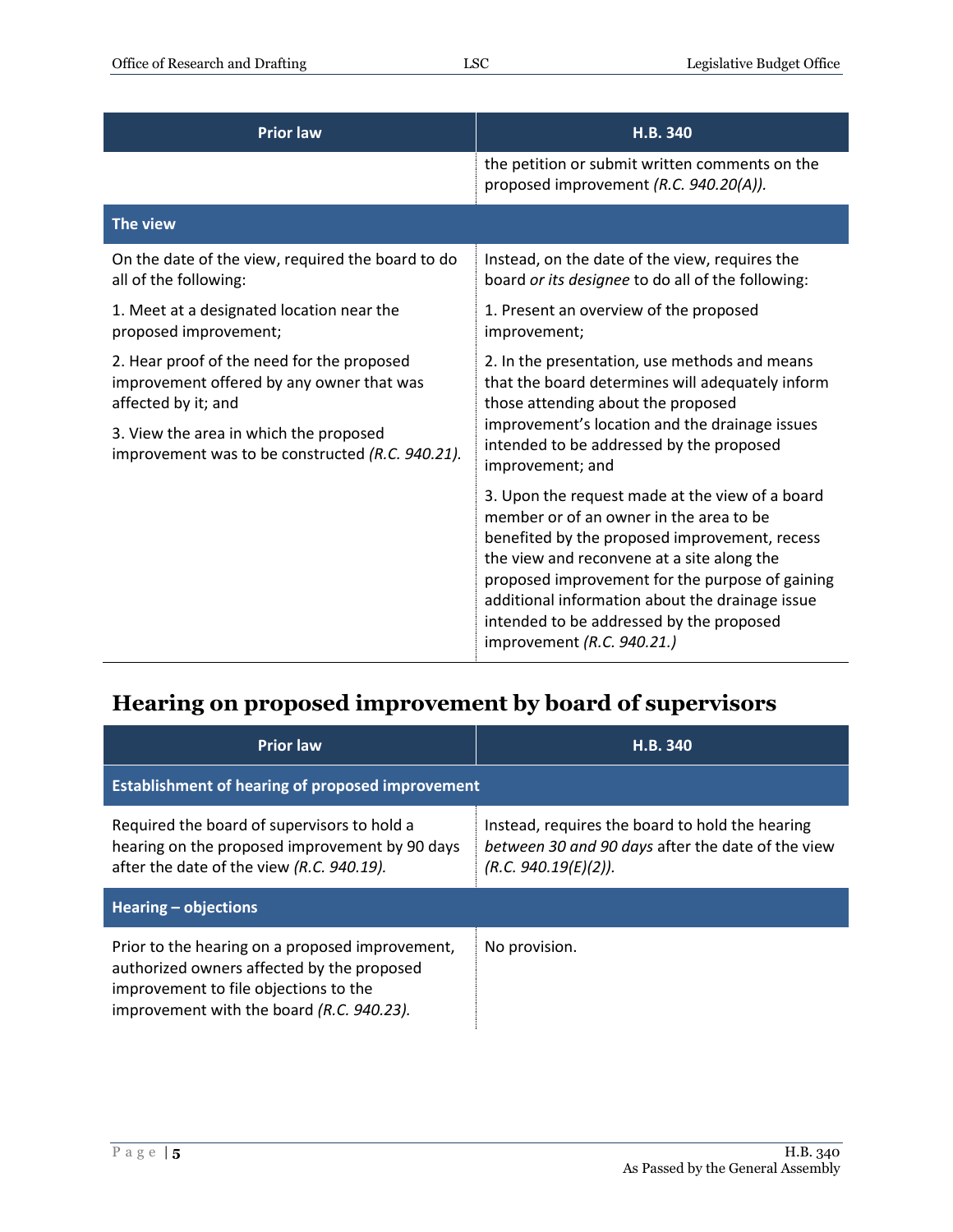| Prior law | H.B. 340 |
|---|---|
| | the petition or submit written comments on the proposed improvement *(R.C. 940.20(A))*. |
| **The view** | |
| On the date of the view, required the board to do all of the following: | Instead, on the date of the view, requires the board *or its designee* to do all of the following: |
| 1. Meet at a designated location near the proposed improvement; | 1. Present an overview of the proposed improvement; |
| 2. Hear proof of the need for the proposed improvement offered by any owner that was affected by it; and | 2. In the presentation, use methods and means that the board determines will adequately inform those attending about the proposed improvement's location and the drainage issues intended to be addressed by the proposed improvement; and |
| 3. View the area in which the proposed improvement was to be constructed *(R.C. 940.21)*. | 3. Upon the request made at the view of a board member or of an owner in the area to be benefited by the proposed improvement, recess the view and reconvene at a site along the proposed improvement for the purpose of gaining additional information about the drainage issue intended to be addressed by the proposed improvement *(R.C. 940.21.)* |

## Hearing on proposed improvement by board of supervisors

| Prior law | H.B. 340 |
|---|---|
| **Establishment of hearing of proposed improvement** | |
| Required the board of supervisors to hold a hearing on the proposed improvement by 90 days after the date of the view *(R.C. 940.19)*. | Instead, requires the board to hold the hearing *between 30 and 90 days* after the date of the view *(R.C. 940.19(E)(2))*. |
| **Hearing – objections** | |
| Prior to the hearing on a proposed improvement, authorized owners affected by the proposed improvement to file objections to the improvement with the board *(R.C. 940.23)*. | No provision. |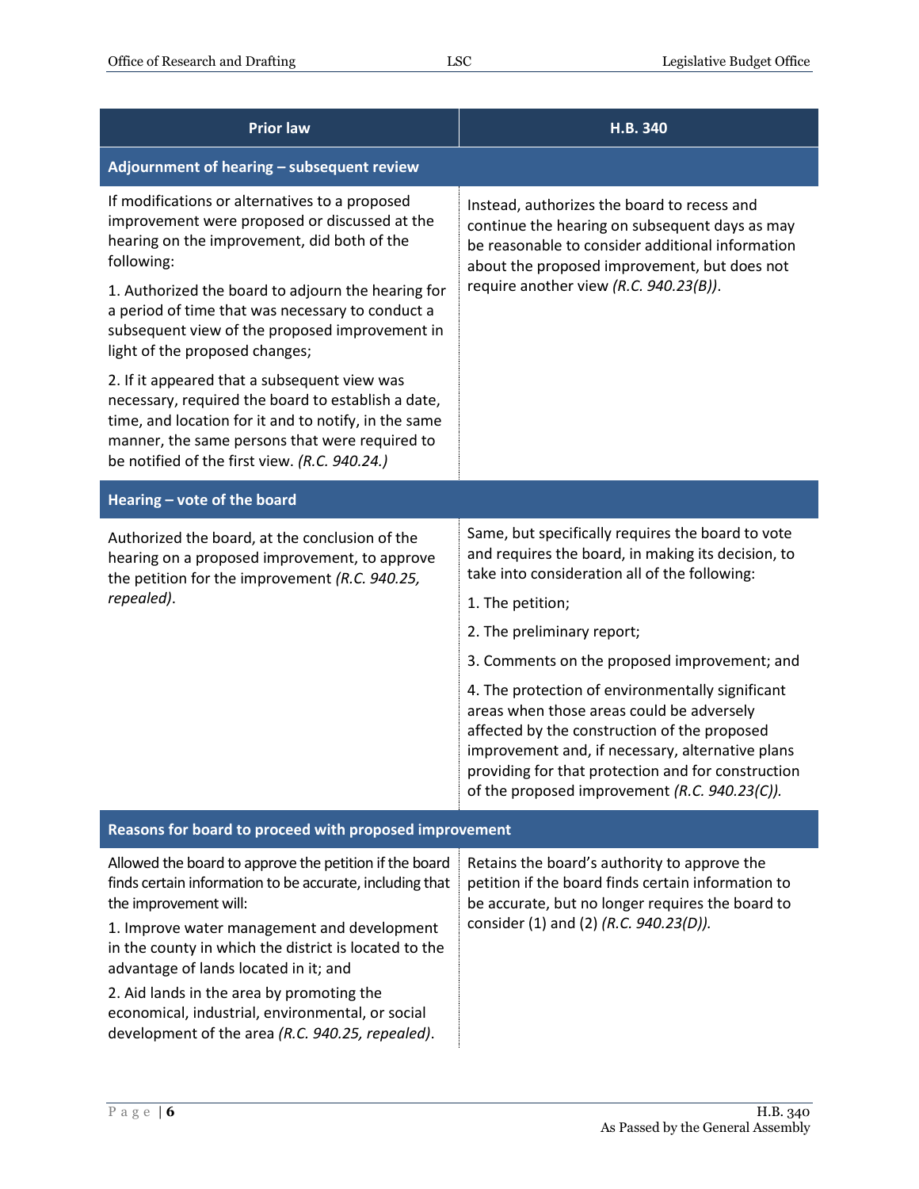| Prior law | H.B. 340 |
|---|---|
| **Adjournment of hearing – subsequent review** | |
| If modifications or alternatives to a proposed improvement were proposed or discussed at the hearing on the improvement, did both of the following:<br><br>1. Authorized the board to adjourn the hearing for a period of time that was necessary to conduct a subsequent view of the proposed improvement in light of the proposed changes;<br><br>2. If it appeared that a subsequent view was necessary, required the board to establish a date, time, and location for it and to notify, in the same manner, the same persons that were required to be notified of the first view. *(R.C. 940.24.)* | Instead, authorizes the board to recess and continue the hearing on subsequent days as may be reasonable to consider additional information about the proposed improvement, but does not require another view *(R.C. 940.23(B))*. |
| **Hearing – vote of the board** | |
| Authorized the board, at the conclusion of the hearing on a proposed improvement, to approve the petition for the improvement *(R.C. 940.25, repealed)*. | Same, but specifically requires the board to vote and requires the board, in making its decision, to take into consideration all of the following:<br><br>1. The petition;<br><br>2. The preliminary report;<br><br>3. Comments on the proposed improvement; and<br><br>4. The protection of environmentally significant areas when those areas could be adversely affected by the construction of the proposed improvement and, if necessary, alternative plans providing for that protection and for construction of the proposed improvement *(R.C. 940.23(C)).* |
| **Reasons for board to proceed with proposed improvement** | |
| Allowed the board to approve the petition if the board finds certain information to be accurate, including that the improvement will:<br><br>1. Improve water management and development in the county in which the district is located to the advantage of lands located in it; and<br><br>2. Aid lands in the area by promoting the economical, industrial, environmental, or social development of the area *(R.C. 940.25, repealed)*. | Retains the board's authority to approve the petition if the board finds certain information to be accurate, but no longer requires the board to consider (1) and (2) *(R.C. 940.23(D)).* |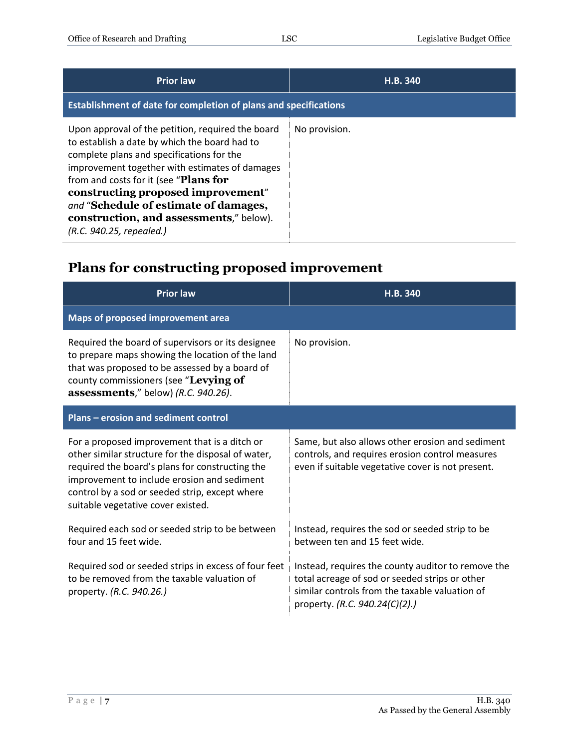| Prior law | H.B. 340 |
|---|---|
| **Establishment of date for completion of plans and specifications** | |
| Upon approval of the petition, required the board to establish a date by which the board had to complete plans and specifications for the improvement together with estimates of damages from and costs for it (see "**Plans for constructing proposed improvement**" *and* "**Schedule of estimate of damages, construction, and assessments**," below). *(R.C. 940.25, repealed.)* | No provision. |

## Plans for constructing proposed improvement

| Prior law | H.B. 340 |
|---|---|
| **Maps of proposed improvement area** | |
| Required the board of supervisors or its designee to prepare maps showing the location of the land that was proposed to be assessed by a board of county commissioners (see "**Levying of assessments**," below) *(R.C. 940.26)*. | No provision. |
| **Plans – erosion and sediment control** | |
| For a proposed improvement that is a ditch or other similar structure for the disposal of water, required the board's plans for constructing the improvement to include erosion and sediment control by a sod or seeded strip, except where suitable vegetative cover existed. | Same, but also allows other erosion and sediment controls, and requires erosion control measures even if suitable vegetative cover is not present. |
| Required each sod or seeded strip to be between four and 15 feet wide. | Instead, requires the sod or seeded strip to be between ten and 15 feet wide. |
| Required sod or seeded strips in excess of four feet to be removed from the taxable valuation of property. *(R.C. 940.26.)* | Instead, requires the county auditor to remove the total acreage of sod or seeded strips or other similar controls from the taxable valuation of property. *(R.C. 940.24(C)(2).)* |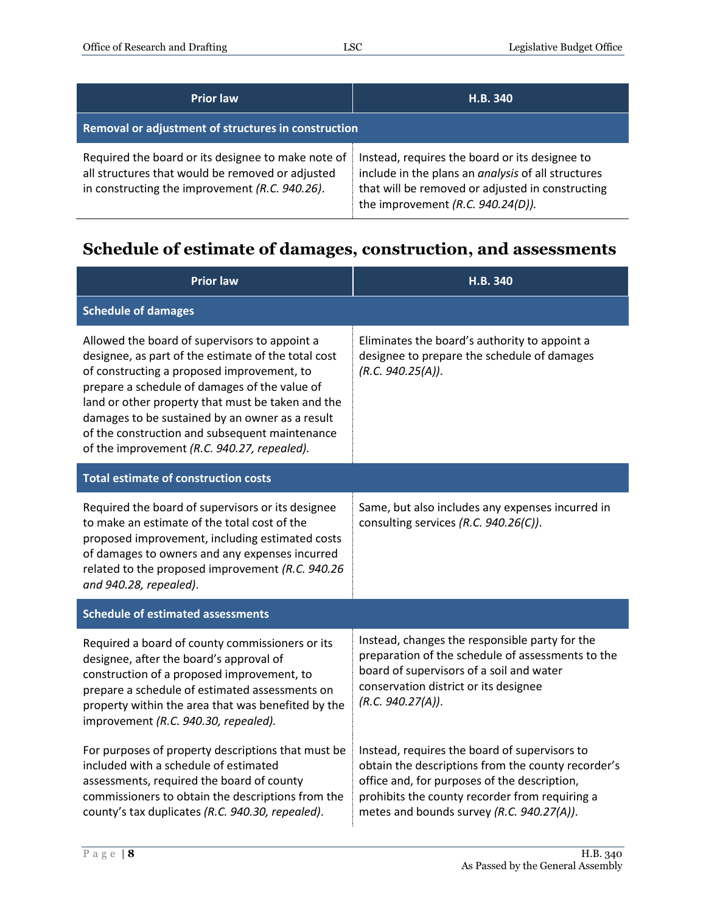| Prior law | H.B. 340 |
| --- | --- |
| **Removal or adjustment of structures in construction** | |
| Required the board or its designee to make note of all structures that would be removed or adjusted in constructing the improvement *(R.C. 940.26)*. | Instead, requires the board or its designee to include in the plans an *analysis* of all structures that will be removed or adjusted in constructing the improvement *(R.C. 940.24(D))*. |

## Schedule of estimate of damages, construction, and assessments

| Prior law | H.B. 340 |
| --- | --- |
| **Schedule of damages** | |
| Allowed the board of supervisors to appoint a designee, as part of the estimate of the total cost of constructing a proposed improvement, to prepare a schedule of damages of the value of land or other property that must be taken and the damages to be sustained by an owner as a result of the construction and subsequent maintenance of the improvement *(R.C. 940.27, repealed)*. | Eliminates the board's authority to appoint a designee to prepare the schedule of damages *(R.C. 940.25(A))*. |
| **Total estimate of construction costs** | |
| Required the board of supervisors or its designee to make an estimate of the total cost of the proposed improvement, including estimated costs of damages to owners and any expenses incurred related to the proposed improvement *(R.C. 940.26 and 940.28, repealed)*. | Same, but also includes any expenses incurred in consulting services *(R.C. 940.26(C))*. |
| **Schedule of estimated assessments** | |
| Required a board of county commissioners or its designee, after the board's approval of construction of a proposed improvement, to prepare a schedule of estimated assessments on property within the area that was benefited by the improvement *(R.C. 940.30, repealed)*. | Instead, changes the responsible party for the preparation of the schedule of assessments to the board of supervisors of a soil and water conservation district or its designee *(R.C. 940.27(A))*. |
| For purposes of property descriptions that must be included with a schedule of estimated assessments, required the board of county commissioners to obtain the descriptions from the county's tax duplicates *(R.C. 940.30, repealed)*. | Instead, requires the board of supervisors to obtain the descriptions from the county recorder's office and, for purposes of the description, prohibits the county recorder from requiring a metes and bounds survey *(R.C. 940.27(A))*. |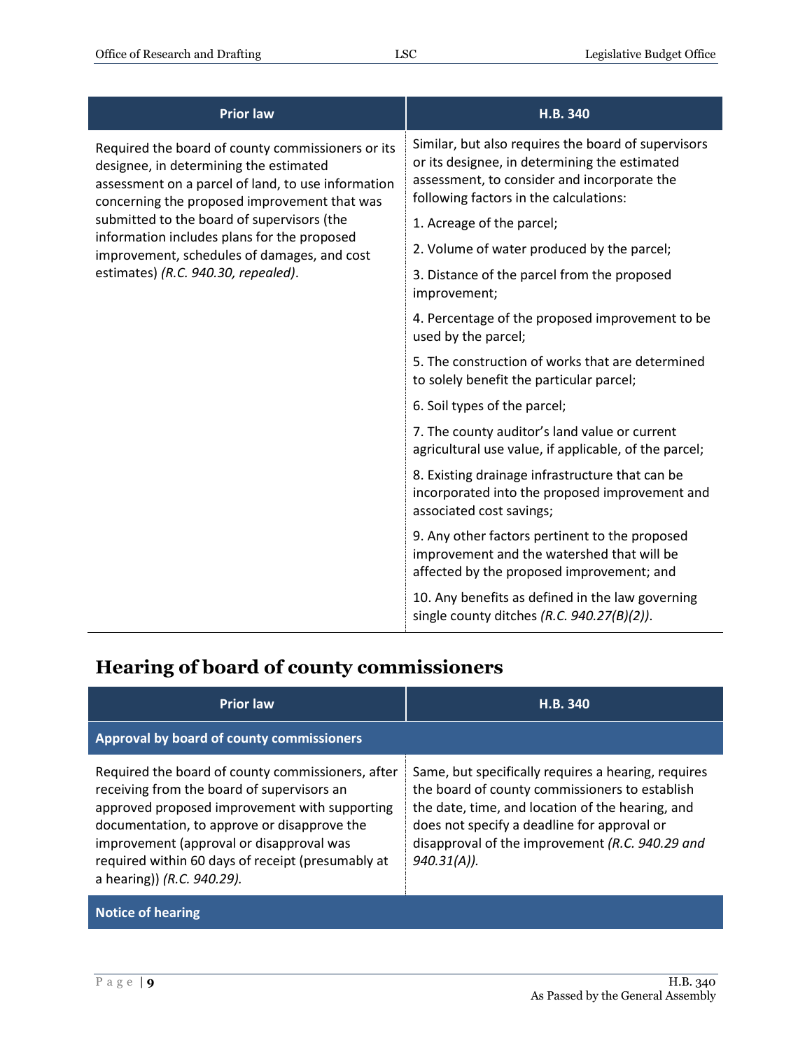| Prior law | H.B. 340 |
|---|---|
| Required the board of county commissioners or its designee, in determining the estimated assessment on a parcel of land, to use information concerning the proposed improvement that was submitted to the board of supervisors (the information includes plans for the proposed improvement, schedules of damages, and cost estimates) *(R.C. 940.30, repealed)*. | Similar, but also requires the board of supervisors or its designee, in determining the estimated assessment, to consider and incorporate the following factors in the calculations:<br>1. Acreage of the parcel;<br>2. Volume of water produced by the parcel;<br>3. Distance of the parcel from the proposed improvement;<br>4. Percentage of the proposed improvement to be used by the parcel;<br>5. The construction of works that are determined to solely benefit the particular parcel;<br>6. Soil types of the parcel;<br>7. The county auditor's land value or current agricultural use value, if applicable, of the parcel;<br>8. Existing drainage infrastructure that can be incorporated into the proposed improvement and associated cost savings;<br>9. Any other factors pertinent to the proposed improvement and the watershed that will be affected by the proposed improvement; and<br>10. Any benefits as defined in the law governing single county ditches *(R.C. 940.27(B)(2))*. |

## Hearing of board of county commissioners

| Prior law | H.B. 340 |
|---|---|
| **Approval by board of county commissioners** | |
| Required the board of county commissioners, after receiving from the board of supervisors an approved proposed improvement with supporting documentation, to approve or disapprove the improvement (approval or disapproval was required within 60 days of receipt (presumably at a hearing)) *(R.C. 940.29)*. | Same, but specifically requires a hearing, requires the board of county commissioners to establish the date, time, and location of the hearing, and does not specify a deadline for approval or disapproval of the improvement *(R.C. 940.29 and 940.31(A))*. |
| **Notice of hearing** | |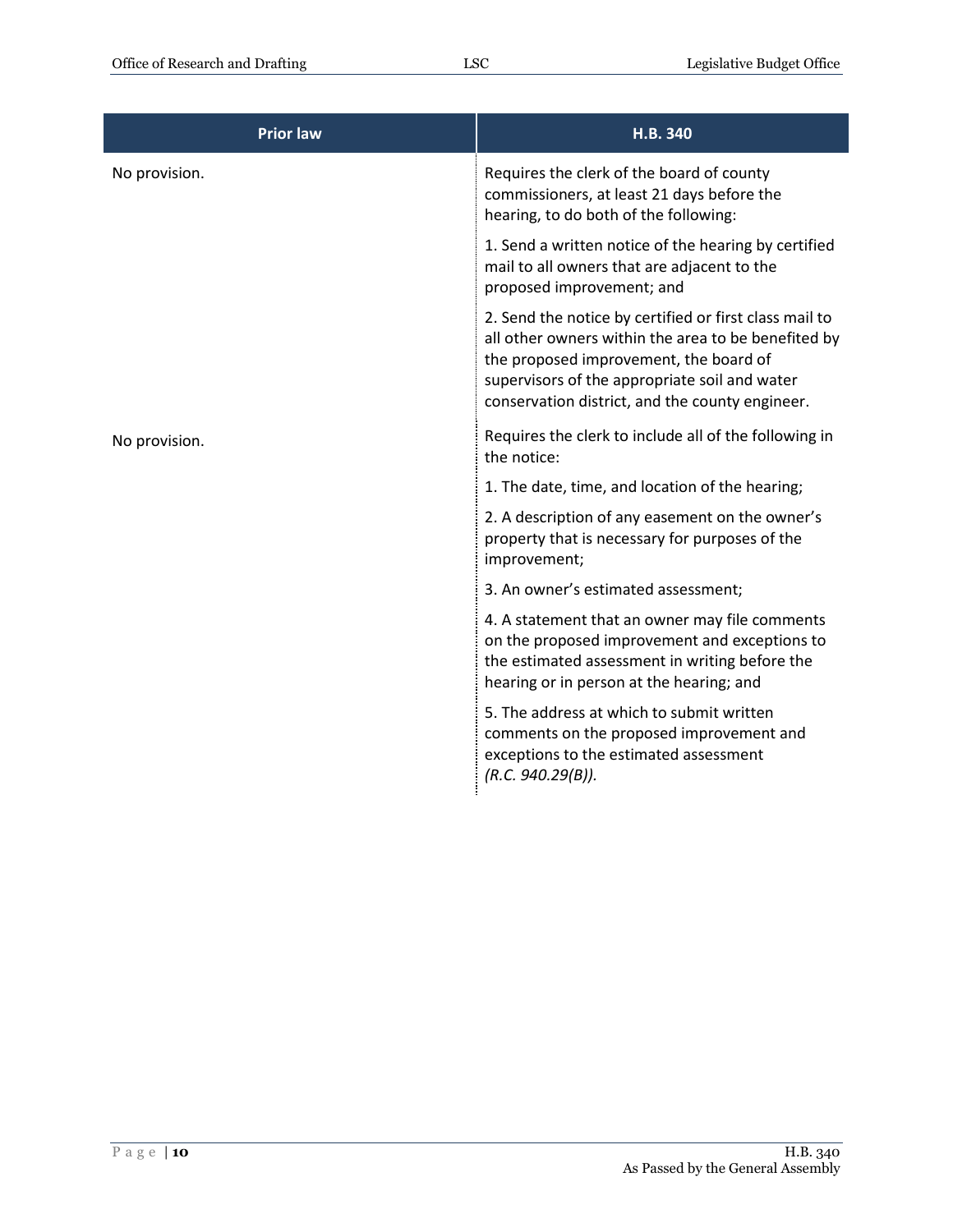| Prior law | H.B. 340 |
| --- | --- |
| No provision. | Requires the clerk of the board of county commissioners, at least 21 days before the hearing, to do both of the following:<br><br>1. Send a written notice of the hearing by certified mail to all owners that are adjacent to the proposed improvement; and<br><br>2. Send the notice by certified or first class mail to all other owners within the area to be benefited by the proposed improvement, the board of supervisors of the appropriate soil and water conservation district, and the county engineer. |
| No provision. | Requires the clerk to include all of the following in the notice:<br><br>1. The date, time, and location of the hearing;<br><br>2. A description of any easement on the owner's property that is necessary for purposes of the improvement;<br><br>3. An owner's estimated assessment;<br><br>4. A statement that an owner may file comments on the proposed improvement and exceptions to the estimated assessment in writing before the hearing or in person at the hearing; and<br><br>5. The address at which to submit written comments on the proposed improvement and exceptions to the estimated assessment *(R.C. 940.29(B))*. |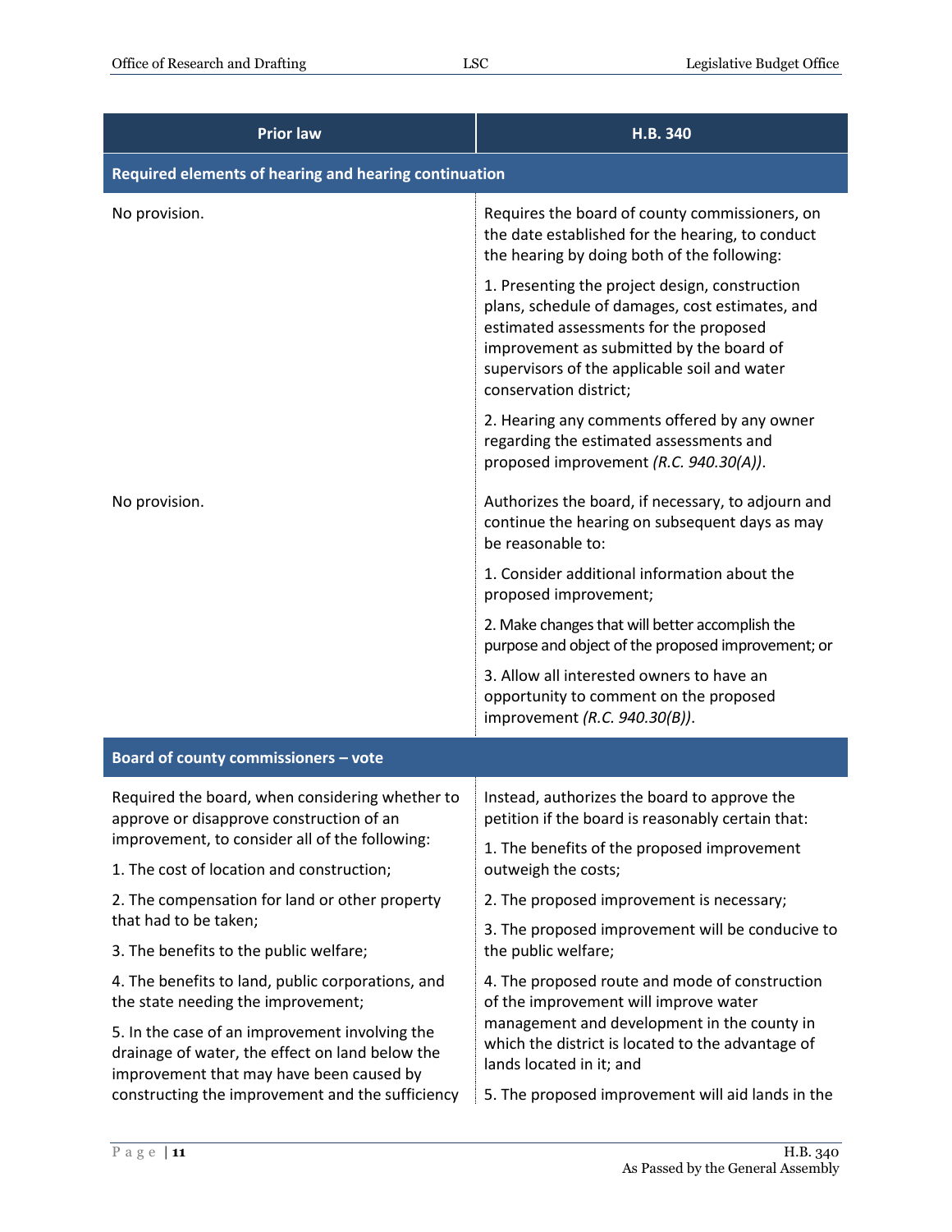| Prior law | H.B. 340 |
|---|---|
| **Required elements of hearing and hearing continuation** | |
| No provision. | Requires the board of county commissioners, on the date established for the hearing, to conduct the hearing by doing both of the following:<br><br>1. Presenting the project design, construction plans, schedule of damages, cost estimates, and estimated assessments for the proposed improvement as submitted by the board of supervisors of the applicable soil and water conservation district;<br><br>2. Hearing any comments offered by any owner regarding the estimated assessments and proposed improvement *(R.C. 940.30(A))*. |
| No provision. | Authorizes the board, if necessary, to adjourn and continue the hearing on subsequent days as may be reasonable to:<br><br>1. Consider additional information about the proposed improvement;<br><br>2. Make changes that will better accomplish the purpose and object of the proposed improvement; or<br><br>3. Allow all interested owners to have an opportunity to comment on the proposed improvement *(R.C. 940.30(B))*. |
| **Board of county commissioners – vote** | |
| Required the board, when considering whether to approve or disapprove construction of an improvement, to consider all of the following:<br><br>1. The cost of location and construction;<br><br>2. The compensation for land or other property that had to be taken;<br><br>3. The benefits to the public welfare;<br><br>4. The benefits to land, public corporations, and the state needing the improvement;<br><br>5. In the case of an improvement involving the drainage of water, the effect on land below the improvement that may have been caused by constructing the improvement and the sufficiency | Instead, authorizes the board to approve the petition if the board is reasonably certain that:<br><br>1. The benefits of the proposed improvement outweigh the costs;<br><br>2. The proposed improvement is necessary;<br><br>3. The proposed improvement will be conducive to the public welfare;<br><br>4. The proposed route and mode of construction of the improvement will improve water management and development in the county in which the district is located to the advantage of lands located in it; and<br><br>5. The proposed improvement will aid lands in the |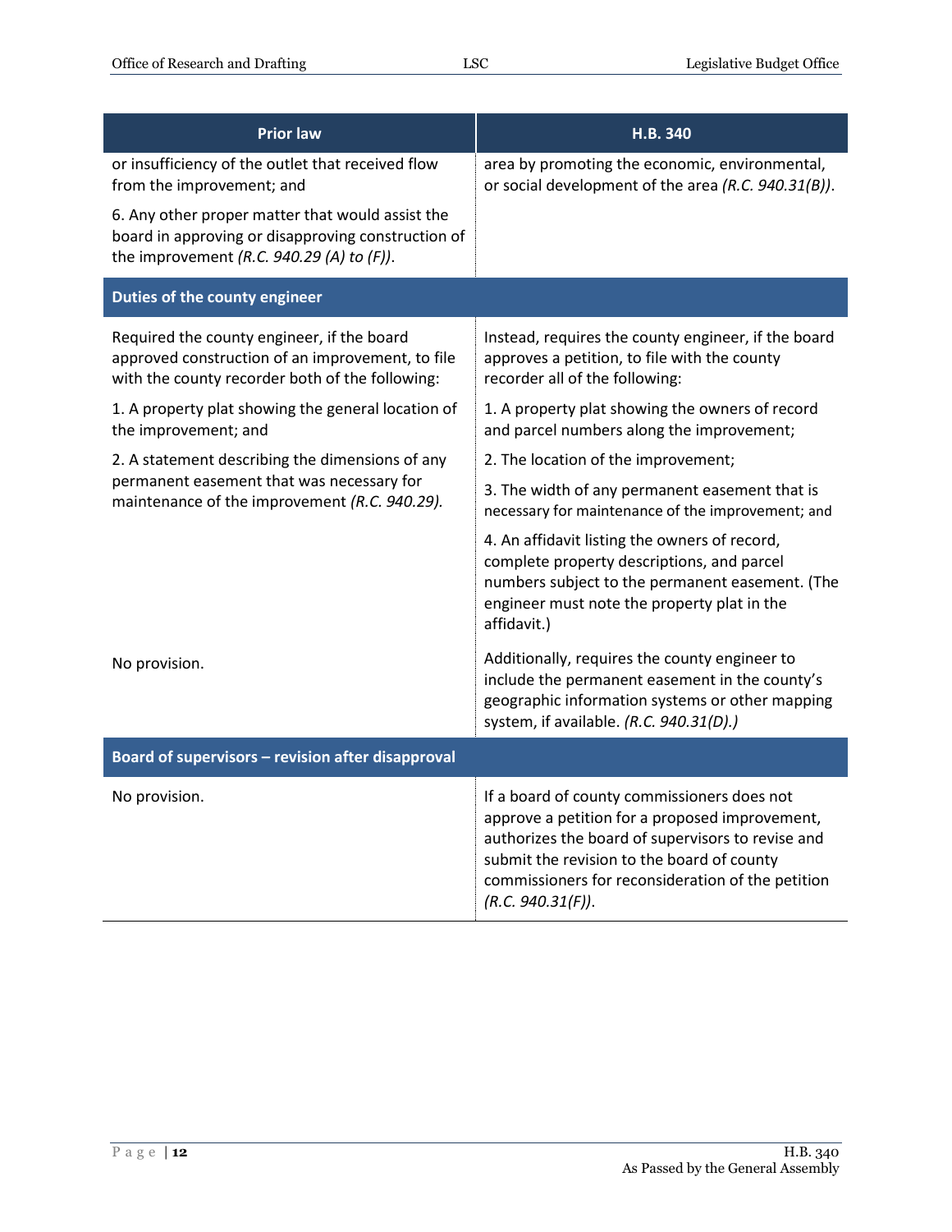| Prior law | H.B. 340 |
|---|---|
| or insufficiency of the outlet that received flow from the improvement; and | area by promoting the economic, environmental, or social development of the area *(R.C. 940.31(B))*. |
| 6. Any other proper matter that would assist the board in approving or disapproving construction of the improvement *(R.C. 940.29 (A) to (F))*. | |
| **Duties of the county engineer** | |
| Required the county engineer, if the board approved construction of an improvement, to file with the county recorder both of the following: | Instead, requires the county engineer, if the board approves a petition, to file with the county recorder all of the following: |
| 1. A property plat showing the general location of the improvement; and | 1. A property plat showing the owners of record and parcel numbers along the improvement; |
| 2. A statement describing the dimensions of any permanent easement that was necessary for maintenance of the improvement *(R.C. 940.29).* | 2. The location of the improvement; |
| | 3. The width of any permanent easement that is necessary for maintenance of the improvement; and |
| | 4. An affidavit listing the owners of record, complete property descriptions, and parcel numbers subject to the permanent easement. (The engineer must note the property plat in the affidavit.) |
| No provision. | Additionally, requires the county engineer to include the permanent easement in the county's geographic information systems or other mapping system, if available. *(R.C. 940.31(D).)* |
| **Board of supervisors – revision after disapproval** | |
| No provision. | If a board of county commissioners does not approve a petition for a proposed improvement, authorizes the board of supervisors to revise and submit the revision to the board of county commissioners for reconsideration of the petition *(R.C. 940.31(F))*. |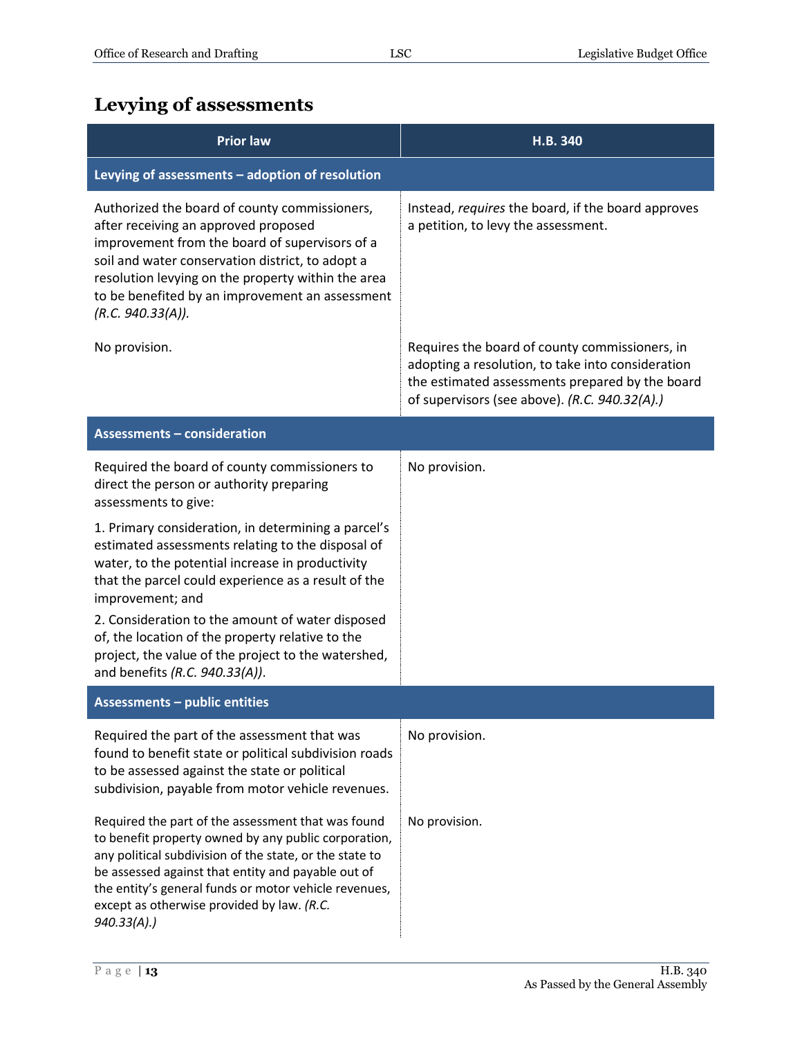## Levying of assessments

| Prior law | H.B. 340 |
|---|---|
| **Levying of assessments – adoption of resolution** | |
| Authorized the board of county commissioners, after receiving an approved proposed improvement from the board of supervisors of a soil and water conservation district, to adopt a resolution levying on the property within the area to be benefited by an improvement an assessment *(R.C. 940.33(A)).* | Instead, *requires* the board, if the board approves a petition, to levy the assessment. |
| No provision. | Requires the board of county commissioners, in adopting a resolution, to take into consideration the estimated assessments prepared by the board of supervisors (see above). *(R.C. 940.32(A).)* |
| **Assessments – consideration** | |
| Required the board of county commissioners to direct the person or authority preparing assessments to give:<br><br>1. Primary consideration, in determining a parcel's estimated assessments relating to the disposal of water, to the potential increase in productivity that the parcel could experience as a result of the improvement; and<br><br>2. Consideration to the amount of water disposed of, the location of the property relative to the project, the value of the project to the watershed, and benefits *(R.C. 940.33(A))*. | No provision. |
| **Assessments – public entities** | |
| Required the part of the assessment that was found to benefit state or political subdivision roads to be assessed against the state or political subdivision, payable from motor vehicle revenues. | No provision. |
| Required the part of the assessment that was found to benefit property owned by any public corporation, any political subdivision of the state, or the state to be assessed against that entity and payable out of the entity's general funds or motor vehicle revenues, except as otherwise provided by law. *(R.C. 940.33(A).)* | No provision. |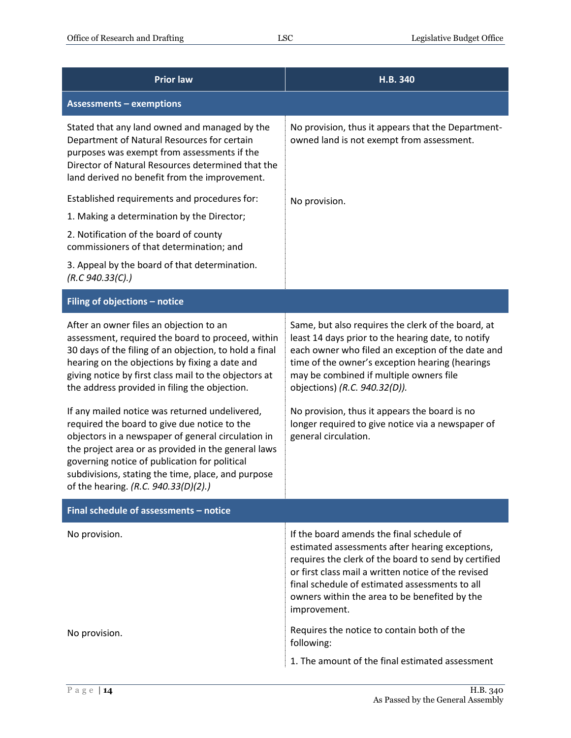| Prior law | H.B. 340 |
|---|---|
| **Assessments – exemptions** | |
| Stated that any land owned and managed by the Department of Natural Resources for certain purposes was exempt from assessments if the Director of Natural Resources determined that the land derived no benefit from the improvement. | No provision, thus it appears that the Department-owned land is not exempt from assessment. |
| Established requirements and procedures for:<br>1. Making a determination by the Director;<br>2. Notification of the board of county commissioners of that determination; and<br>3. Appeal by the board of that determination. *(R.C 940.33(C).)* | No provision. |
| **Filing of objections – notice** | |
| After an owner files an objection to an assessment, required the board to proceed, within 30 days of the filing of an objection, to hold a final hearing on the objections by fixing a date and giving notice by first class mail to the objectors at the address provided in filing the objection. | Same, but also requires the clerk of the board, at least 14 days prior to the hearing date, to notify each owner who filed an exception of the date and time of the owner's exception hearing (hearings may be combined if multiple owners file objections) *(R.C. 940.32(D)).* |
| If any mailed notice was returned undelivered, required the board to give due notice to the objectors in a newspaper of general circulation in the project area or as provided in the general laws governing notice of publication for political subdivisions, stating the time, place, and purpose of the hearing. *(R.C. 940.33(D)(2).)* | No provision, thus it appears the board is no longer required to give notice via a newspaper of general circulation. |
| **Final schedule of assessments – notice** | |
| No provision. | If the board amends the final schedule of estimated assessments after hearing exceptions, requires the clerk of the board to send by certified or first class mail a written notice of the revised final schedule of estimated assessments to all owners within the area to be benefited by the improvement. |
| No provision. | Requires the notice to contain both of the following:<br>1. The amount of the final estimated assessment |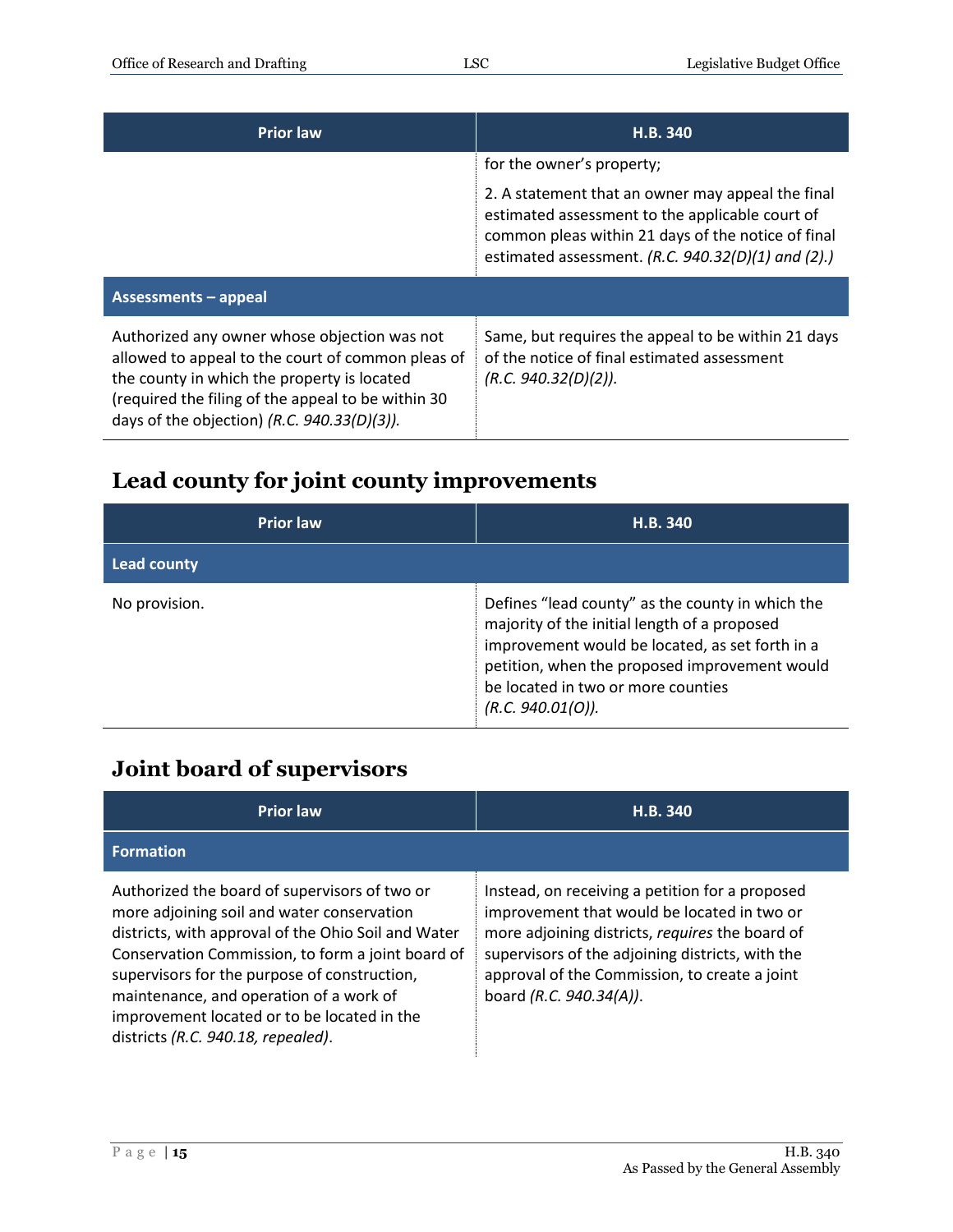| Prior law | H.B. 340 |
|---|---|
| | for the owner's property;<br><br>2. A statement that an owner may appeal the final estimated assessment to the applicable court of common pleas within 21 days of the notice of final estimated assessment. *(R.C. 940.32(D)(1) and (2).)* |
| **Assessments – appeal** | |
| Authorized any owner whose objection was not allowed to appeal to the court of common pleas of the county in which the property is located (required the filing of the appeal to be within 30 days of the objection) *(R.C. 940.33(D)(3))*. | Same, but requires the appeal to be within 21 days of the notice of final estimated assessment *(R.C. 940.32(D)(2))*. |

## Lead county for joint county improvements

| Prior law | H.B. 340 |
|---|---|
| **Lead county** | |
| No provision. | Defines "lead county" as the county in which the majority of the initial length of a proposed improvement would be located, as set forth in a petition, when the proposed improvement would be located in two or more counties *(R.C. 940.01(O))*. |

## Joint board of supervisors

| Prior law | H.B. 340 |
|---|---|
| **Formation** | |
| Authorized the board of supervisors of two or more adjoining soil and water conservation districts, with approval of the Ohio Soil and Water Conservation Commission, to form a joint board of supervisors for the purpose of construction, maintenance, and operation of a work of improvement located or to be located in the districts *(R.C. 940.18, repealed)*. | Instead, on receiving a petition for a proposed improvement that would be located in two or more adjoining districts, *requires* the board of supervisors of the adjoining districts, with the approval of the Commission, to create a joint board *(R.C. 940.34(A))*. |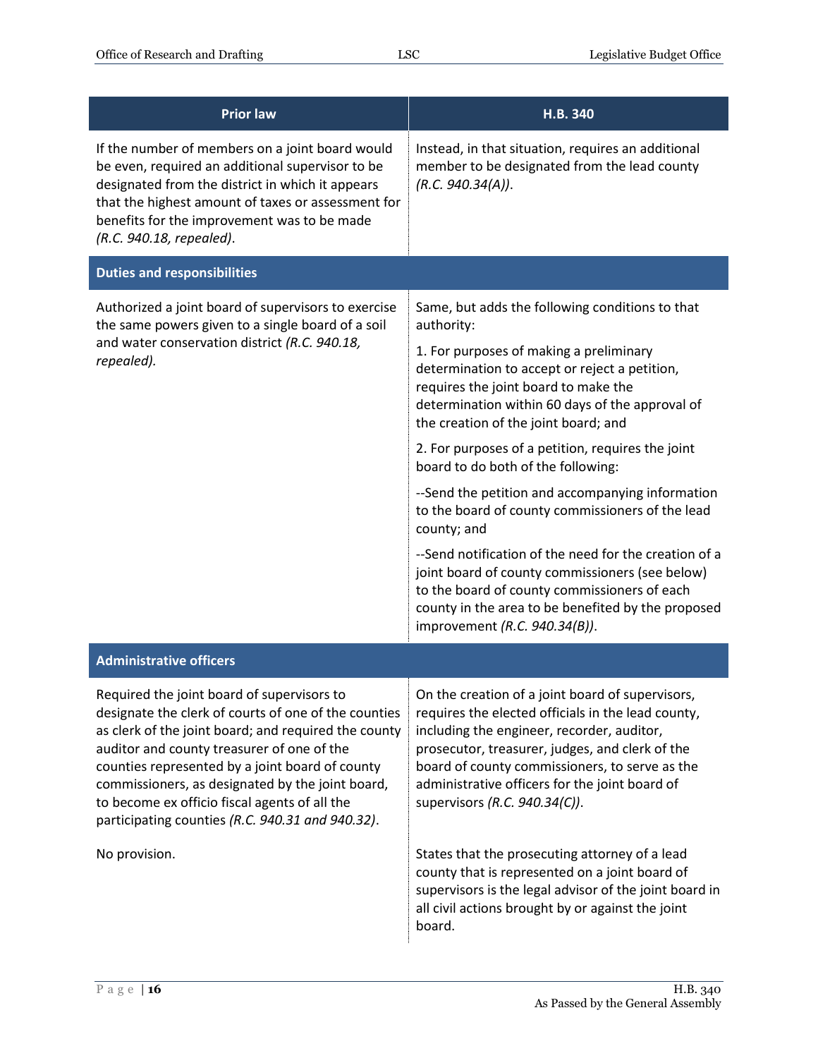| Prior law | H.B. 340 |
| --- | --- |
| If the number of members on a joint board would be even, required an additional supervisor to be designated from the district in which it appears that the highest amount of taxes or assessment for benefits for the improvement was to be made *(R.C. 940.18, repealed)*. | Instead, in that situation, requires an additional member to be designated from the lead county *(R.C. 940.34(A))*. |
| **Duties and responsibilities** | |
| Authorized a joint board of supervisors to exercise the same powers given to a single board of a soil and water conservation district *(R.C. 940.18, repealed).* | Same, but adds the following conditions to that authority:<br><br>1. For purposes of making a preliminary determination to accept or reject a petition, requires the joint board to make the determination within 60 days of the approval of the creation of the joint board; and<br><br>2. For purposes of a petition, requires the joint board to do both of the following:<br><br>--Send the petition and accompanying information to the board of county commissioners of the lead county; and<br><br>--Send notification of the need for the creation of a joint board of county commissioners (see below) to the board of county commissioners of each county in the area to be benefited by the proposed improvement *(R.C. 940.34(B))*. |
| **Administrative officers** | |
| Required the joint board of supervisors to designate the clerk of courts of one of the counties as clerk of the joint board; and required the county auditor and county treasurer of one of the counties represented by a joint board of county commissioners, as designated by the joint board, to become ex officio fiscal agents of all the participating counties *(R.C. 940.31 and 940.32)*. | On the creation of a joint board of supervisors, requires the elected officials in the lead county, including the engineer, recorder, auditor, prosecutor, treasurer, judges, and clerk of the board of county commissioners, to serve as the administrative officers for the joint board of supervisors *(R.C. 940.34(C))*. |
| No provision. | States that the prosecuting attorney of a lead county that is represented on a joint board of supervisors is the legal advisor of the joint board in all civil actions brought by or against the joint board. |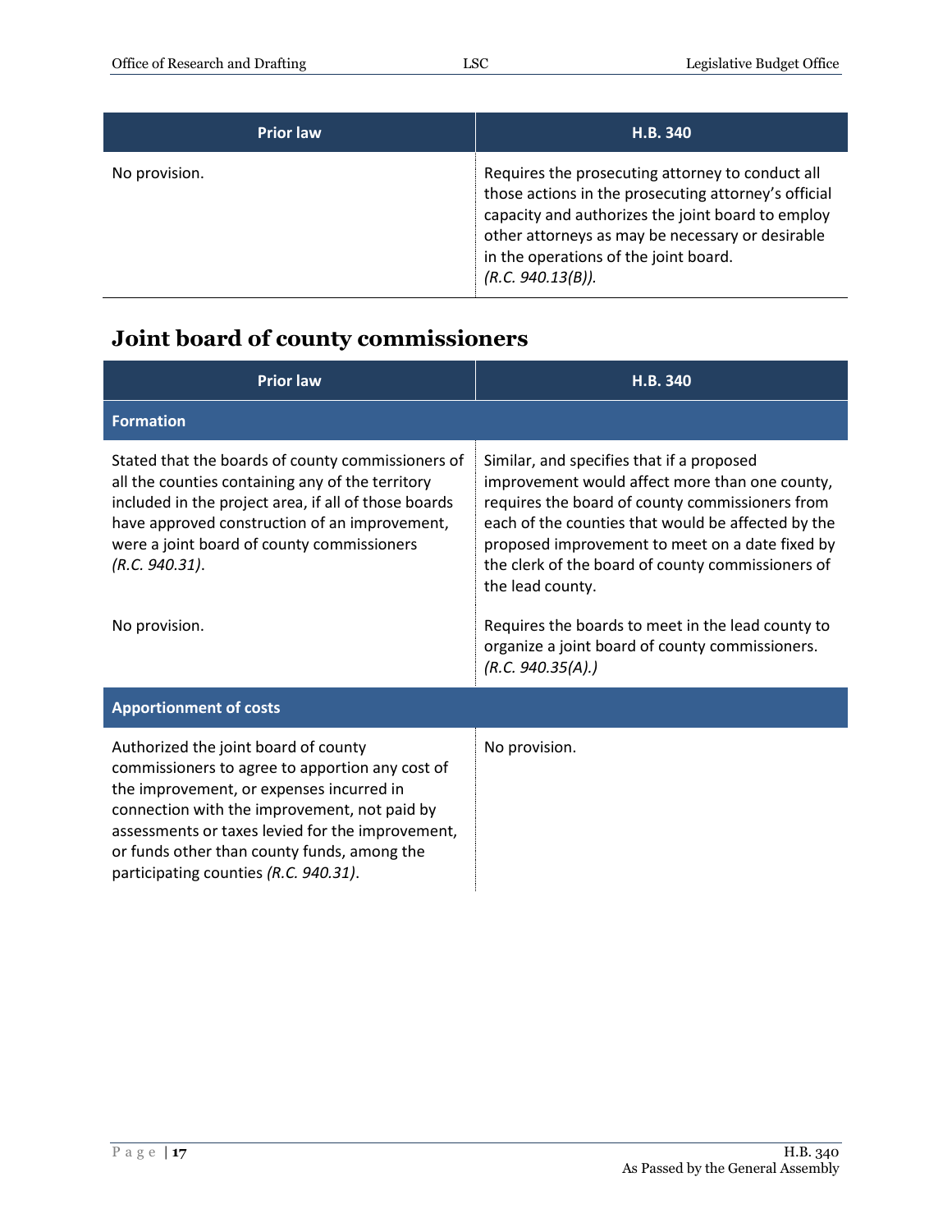| Prior law | H.B. 340 |
|---|---|
| No provision. | Requires the prosecuting attorney to conduct all those actions in the prosecuting attorney's official capacity and authorizes the joint board to employ other attorneys as may be necessary or desirable in the operations of the joint board. *(R.C. 940.13(B)).* |

## Joint board of county commissioners

| Prior law | H.B. 340 |
|---|---|
| **Formation** | |
| Stated that the boards of county commissioners of all the counties containing any of the territory included in the project area, if all of those boards have approved construction of an improvement, were a joint board of county commissioners *(R.C. 940.31)*. | Similar, and specifies that if a proposed improvement would affect more than one county, requires the board of county commissioners from each of the counties that would be affected by the proposed improvement to meet on a date fixed by the clerk of the board of county commissioners of the lead county. |
| No provision. | Requires the boards to meet in the lead county to organize a joint board of county commissioners. *(R.C. 940.35(A).)* |
| **Apportionment of costs** | |
| Authorized the joint board of county commissioners to agree to apportion any cost of the improvement, or expenses incurred in connection with the improvement, not paid by assessments or taxes levied for the improvement, or funds other than county funds, among the participating counties *(R.C. 940.31)*. | No provision. |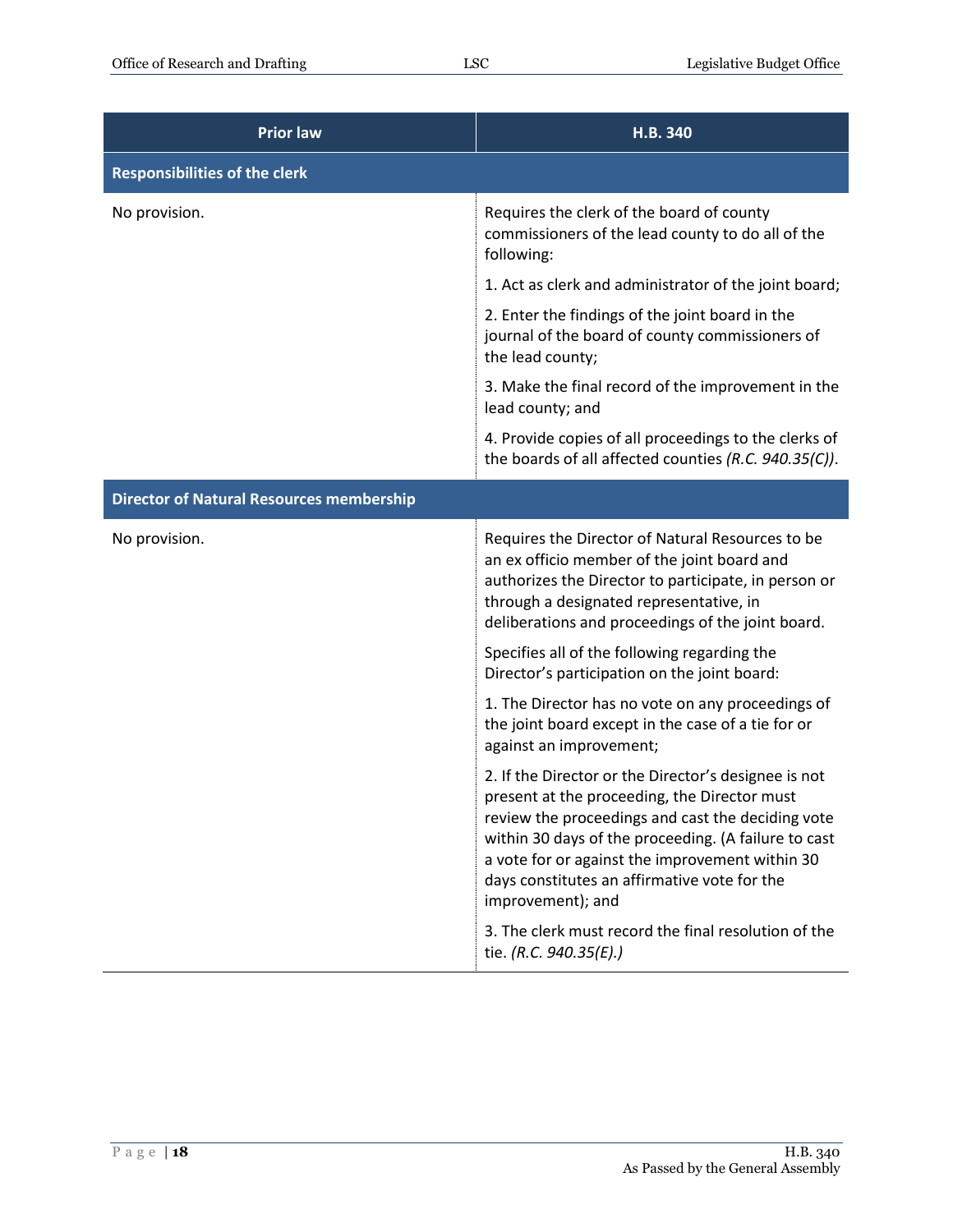| Prior law | H.B. 340 |
|---|---|
| **Responsibilities of the clerk** | |
| No provision. | Requires the clerk of the board of county commissioners of the lead county to do all of the following:<br>1. Act as clerk and administrator of the joint board;<br>2. Enter the findings of the joint board in the journal of the board of county commissioners of the lead county;<br>3. Make the final record of the improvement in the lead county; and<br>4. Provide copies of all proceedings to the clerks of the boards of all affected counties *(R.C. 940.35(C))*. |
| **Director of Natural Resources membership** | |
| No provision. | Requires the Director of Natural Resources to be an ex officio member of the joint board and authorizes the Director to participate, in person or through a designated representative, in deliberations and proceedings of the joint board.<br>Specifies all of the following regarding the Director's participation on the joint board:<br>1. The Director has no vote on any proceedings of the joint board except in the case of a tie for or against an improvement;<br>2. If the Director or the Director's designee is not present at the proceeding, the Director must review the proceedings and cast the deciding vote within 30 days of the proceeding. (A failure to cast a vote for or against the improvement within 30 days constitutes an affirmative vote for the improvement); and<br>3. The clerk must record the final resolution of the tie. *(R.C. 940.35(E).)* |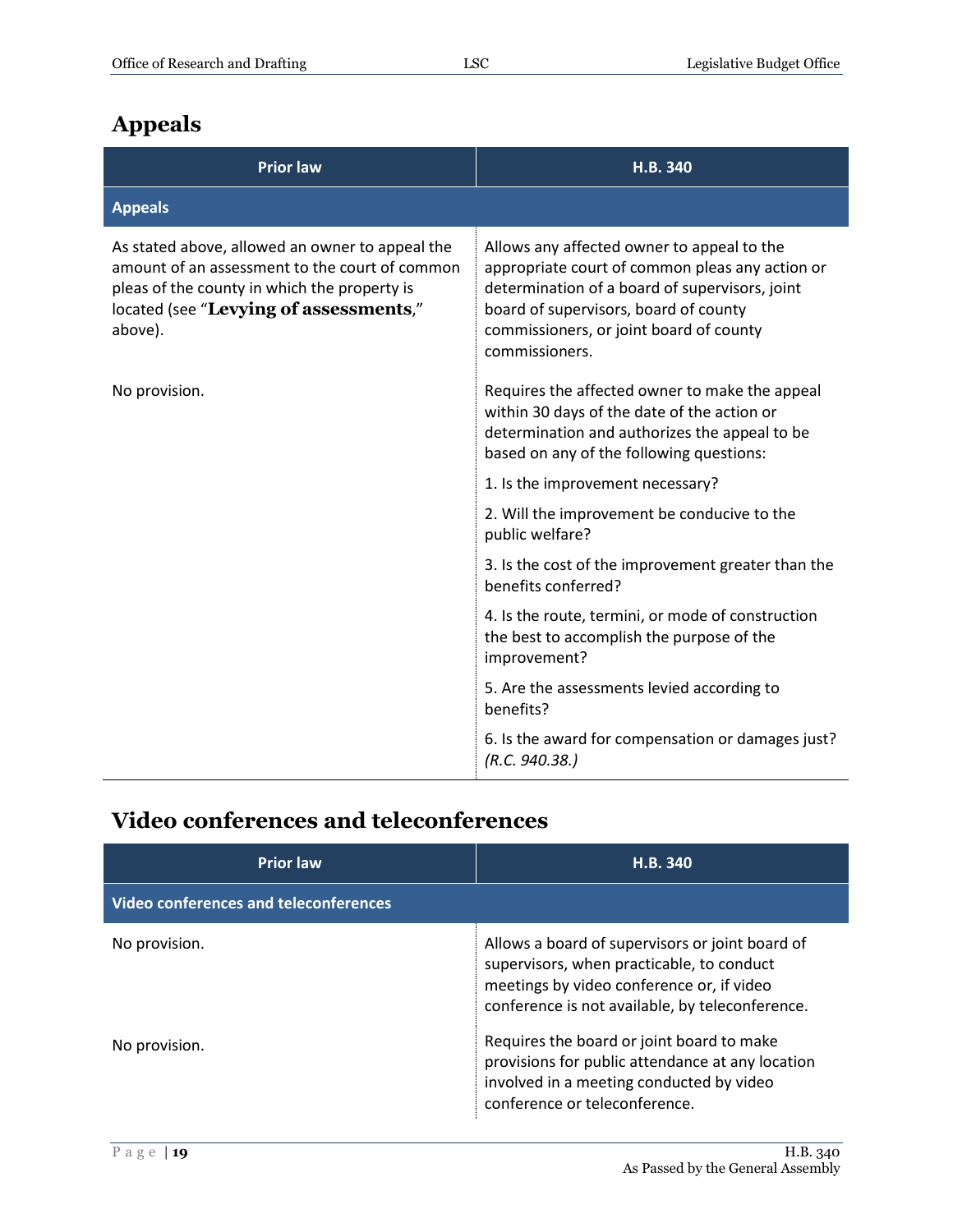## Appeals

| Prior law | H.B. 340 |
|---|---|
| **Appeals** | |
| As stated above, allowed an owner to appeal the amount of an assessment to the court of common pleas of the county in which the property is located (see "**Levying of assessments**," above). | Allows any affected owner to appeal to the appropriate court of common pleas any action or determination of a board of supervisors, joint board of supervisors, board of county commissioners, or joint board of county commissioners. |
| No provision. | Requires the affected owner to make the appeal within 30 days of the date of the action or determination and authorizes the appeal to be based on any of the following questions:<br><br>1. Is the improvement necessary?<br><br>2. Will the improvement be conducive to the public welfare?<br><br>3. Is the cost of the improvement greater than the benefits conferred?<br><br>4. Is the route, termini, or mode of construction the best to accomplish the purpose of the improvement?<br><br>5. Are the assessments levied according to benefits?<br><br>6. Is the award for compensation or damages just? *(R.C. 940.38.)* |

## Video conferences and teleconferences

| Prior law | H.B. 340 |
|---|---|
| **Video conferences and teleconferences** | |
| No provision. | Allows a board of supervisors or joint board of supervisors, when practicable, to conduct meetings by video conference or, if video conference is not available, by teleconference. |
| No provision. | Requires the board or joint board to make provisions for public attendance at any location involved in a meeting conducted by video conference or teleconference. |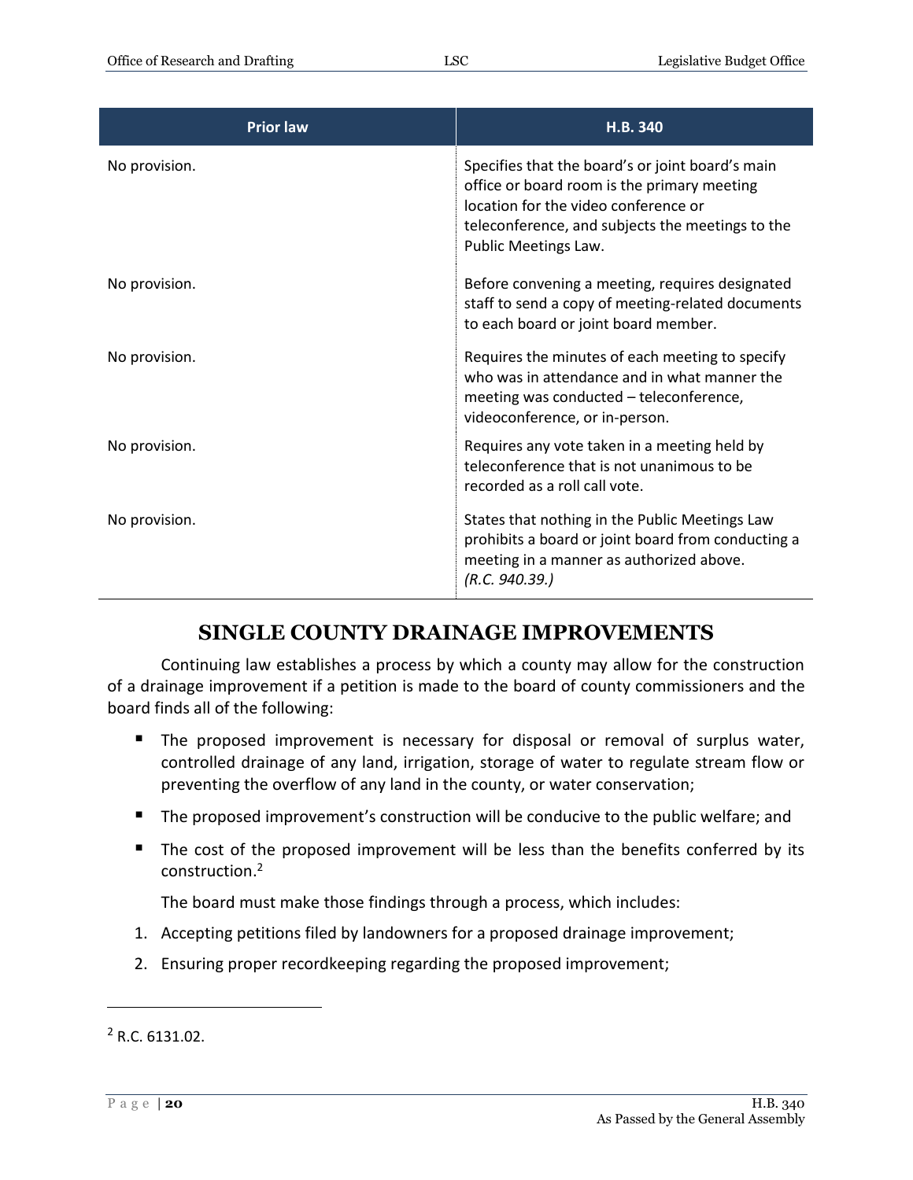| Prior law | H.B. 340 |
| --- | --- |
| No provision. | Specifies that the board's or joint board's main office or board room is the primary meeting location for the video conference or teleconference, and subjects the meetings to the Public Meetings Law. |
| No provision. | Before convening a meeting, requires designated staff to send a copy of meeting-related documents to each board or joint board member. |
| No provision. | Requires the minutes of each meeting to specify who was in attendance and in what manner the meeting was conducted – teleconference, videoconference, or in-person. |
| No provision. | Requires any vote taken in a meeting held by teleconference that is not unanimous to be recorded as a roll call vote. |
| No provision. | States that nothing in the Public Meetings Law prohibits a board or joint board from conducting a meeting in a manner as authorized above. *(R.C. 940.39.)* |

## SINGLE COUNTY DRAINAGE IMPROVEMENTS

Continuing law establishes a process by which a county may allow for the construction of a drainage improvement if a petition is made to the board of county commissioners and the board finds all of the following:

- The proposed improvement is necessary for disposal or removal of surplus water, controlled drainage of any land, irrigation, storage of water to regulate stream flow or preventing the overflow of any land in the county, or water conservation;
- The proposed improvement's construction will be conducive to the public welfare; and
- The cost of the proposed improvement will be less than the benefits conferred by its construction.[2]

The board must make those findings through a process, which includes:

1. Accepting petitions filed by landowners for a proposed drainage improvement;
2. Ensuring proper recordkeeping regarding the proposed improvement;

[2] R.C. 6131.02.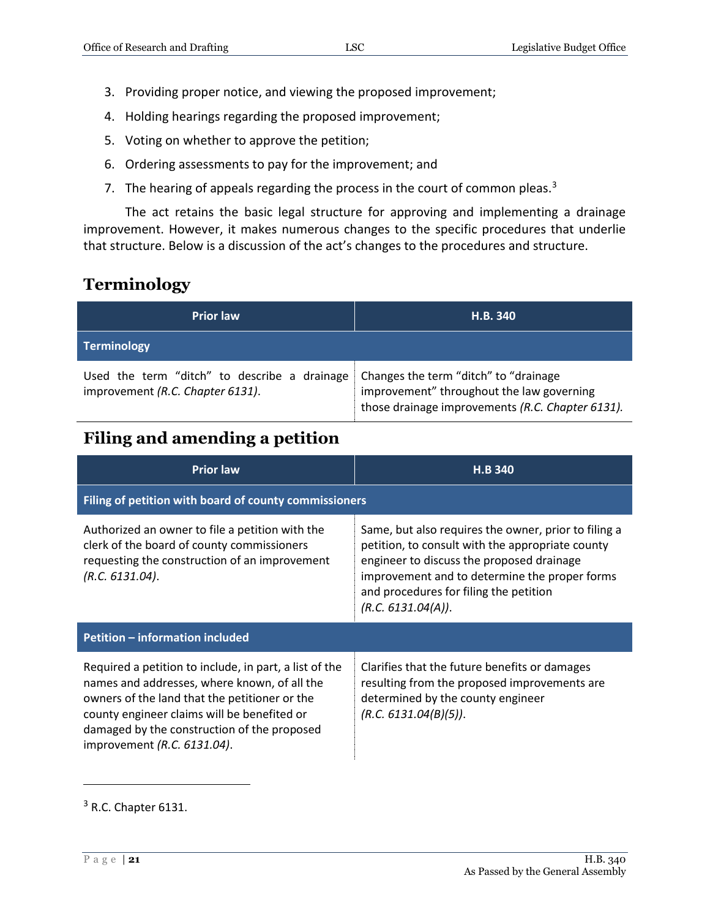3. Providing proper notice, and viewing the proposed improvement;
4. Holding hearings regarding the proposed improvement;
5. Voting on whether to approve the petition;
6. Ordering assessments to pay for the improvement; and
7. The hearing of appeals regarding the process in the court of common pleas.[3]

The act retains the basic legal structure for approving and implementing a drainage improvement. However, it makes numerous changes to the specific procedures that underlie that structure. Below is a discussion of the act's changes to the procedures and structure.

## Terminology

| Prior law | H.B. 340 |
|---|---|
| **Terminology** | |
| Used the term "ditch" to describe a drainage improvement *(R.C. Chapter 6131)*. | Changes the term "ditch" to "drainage improvement" throughout the law governing those drainage improvements *(R.C. Chapter 6131).* |

## Filing and amending a petition

| Prior law | H.B 340 |
|---|---|
| **Filing of petition with board of county commissioners** | |
| Authorized an owner to file a petition with the clerk of the board of county commissioners requesting the construction of an improvement *(R.C. 6131.04)*. | Same, but also requires the owner, prior to filing a petition, to consult with the appropriate county engineer to discuss the proposed drainage improvement and to determine the proper forms and procedures for filing the petition *(R.C. 6131.04(A))*. |
| **Petition – information included** | |
| Required a petition to include, in part, a list of the names and addresses, where known, of all the owners of the land that the petitioner or the county engineer claims will be benefited or damaged by the construction of the proposed improvement *(R.C. 6131.04)*. | Clarifies that the future benefits or damages resulting from the proposed improvements are determined by the county engineer *(R.C. 6131.04(B)(5))*. |

[3] R.C. Chapter 6131.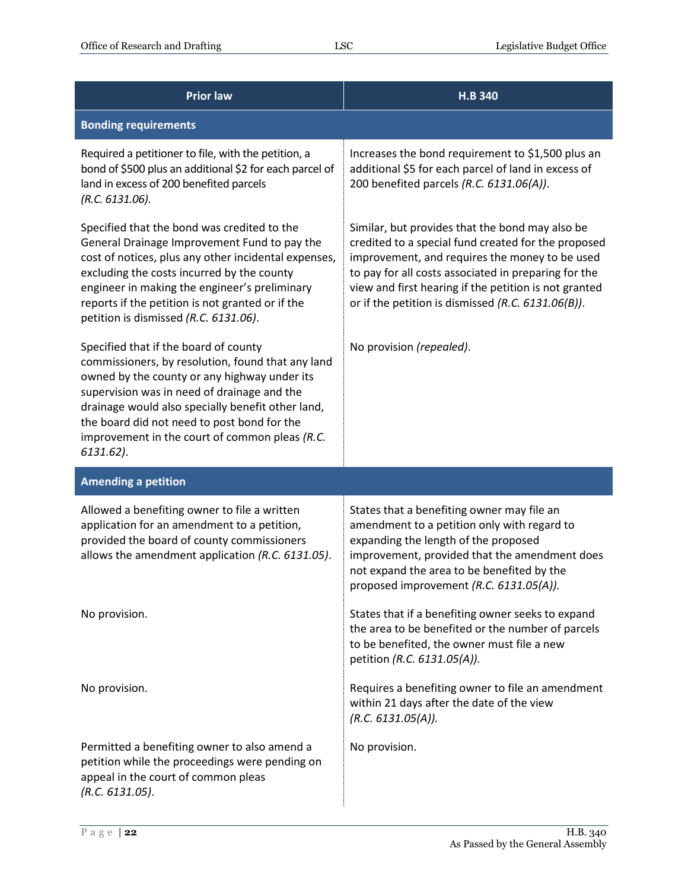| Prior law | H.B 340 |
|---|---|
| **Bonding requirements** | |
| Required a petitioner to file, with the petition, a bond of $500 plus an additional $2 for each parcel of land in excess of 200 benefited parcels *(R.C. 6131.06)*. | Increases the bond requirement to $1,500 plus an additional $5 for each parcel of land in excess of 200 benefited parcels *(R.C. 6131.06(A))*. |
| Specified that the bond was credited to the General Drainage Improvement Fund to pay the cost of notices, plus any other incidental expenses, excluding the costs incurred by the county engineer in making the engineer's preliminary reports if the petition is not granted or if the petition is dismissed *(R.C. 6131.06)*. | Similar, but provides that the bond may also be credited to a special fund created for the proposed improvement, and requires the money to be used to pay for all costs associated in preparing for the view and first hearing if the petition is not granted or if the petition is dismissed *(R.C. 6131.06(B))*. |
| Specified that if the board of county commissioners, by resolution, found that any land owned by the county or any highway under its supervision was in need of drainage and the drainage would also specially benefit other land, the board did not need to post bond for the improvement in the court of common pleas *(R.C. 6131.62)*. | No provision *(repealed)*. |
| **Amending a petition** | |
| Allowed a benefiting owner to file a written application for an amendment to a petition, provided the board of county commissioners allows the amendment application *(R.C. 6131.05)*. | States that a benefiting owner may file an amendment to a petition only with regard to expanding the length of the proposed improvement, provided that the amendment does not expand the area to be benefited by the proposed improvement *(R.C. 6131.05(A))*. |
| No provision. | States that if a benefiting owner seeks to expand the area to be benefited or the number of parcels to be benefited, the owner must file a new petition *(R.C. 6131.05(A))*. |
| No provision. | Requires a benefiting owner to file an amendment within 21 days after the date of the view *(R.C. 6131.05(A))*. |
| Permitted a benefiting owner to also amend a petition while the proceedings were pending on appeal in the court of common pleas *(R.C. 6131.05)*. | No provision. |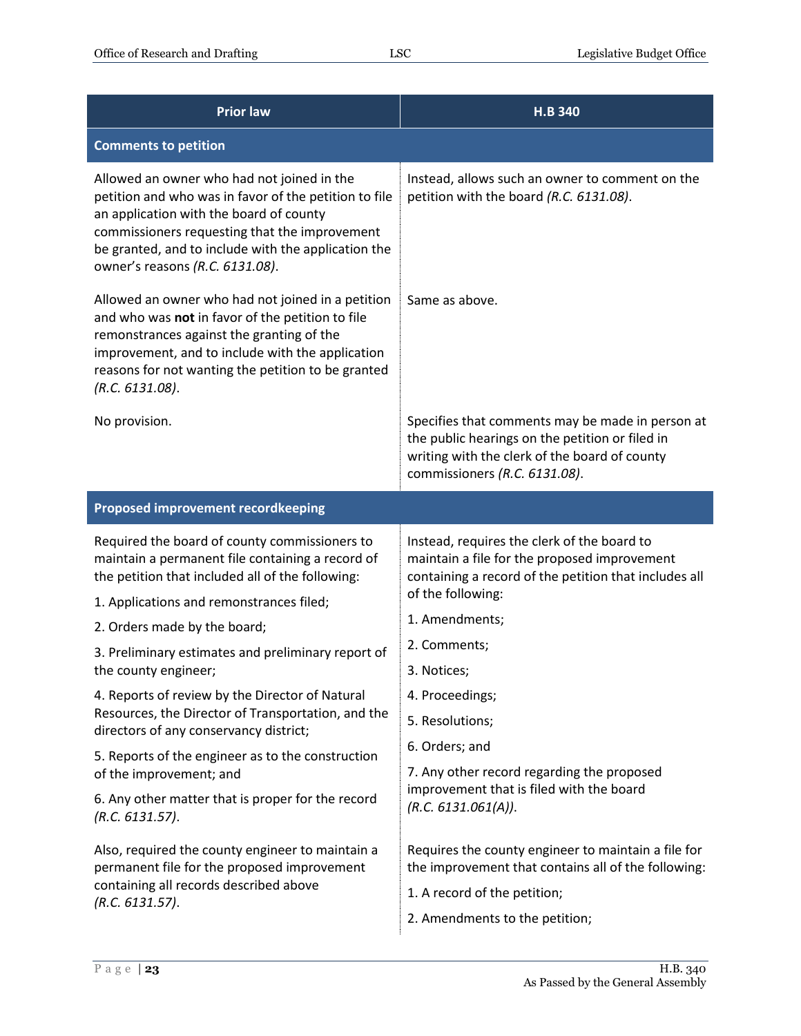| Prior law | H.B 340 |
|---|---|
| **Comments to petition** | |
| Allowed an owner who had not joined in the petition and who was in favor of the petition to file an application with the board of county commissioners requesting that the improvement be granted, and to include with the application the owner's reasons *(R.C. 6131.08)*. | Instead, allows such an owner to comment on the petition with the board *(R.C. 6131.08)*. |
| Allowed an owner who had not joined in a petition and who was **not** in favor of the petition to file remonstrances against the granting of the improvement, and to include with the application reasons for not wanting the petition to be granted *(R.C. 6131.08)*. | Same as above. |
| No provision. | Specifies that comments may be made in person at the public hearings on the petition or filed in writing with the clerk of the board of county commissioners *(R.C. 6131.08)*. |
| **Proposed improvement recordkeeping** | |
| Required the board of county commissioners to maintain a permanent file containing a record of the petition that included all of the following:<br>1. Applications and remonstrances filed;<br>2. Orders made by the board;<br>3. Preliminary estimates and preliminary report of the county engineer;<br>4. Reports of review by the Director of Natural Resources, the Director of Transportation, and the directors of any conservancy district;<br>5. Reports of the engineer as to the construction of the improvement; and<br>6. Any other matter that is proper for the record *(R.C. 6131.57)*. | Instead, requires the clerk of the board to maintain a file for the proposed improvement containing a record of the petition that includes all of the following:<br>1. Amendments;<br>2. Comments;<br>3. Notices;<br>4. Proceedings;<br>5. Resolutions;<br>6. Orders; and<br>7. Any other record regarding the proposed improvement that is filed with the board *(R.C. 6131.061(A))*. |
| Also, required the county engineer to maintain a permanent file for the proposed improvement containing all records described above *(R.C. 6131.57)*. | Requires the county engineer to maintain a file for the improvement that contains all of the following:<br>1. A record of the petition;<br>2. Amendments to the petition; |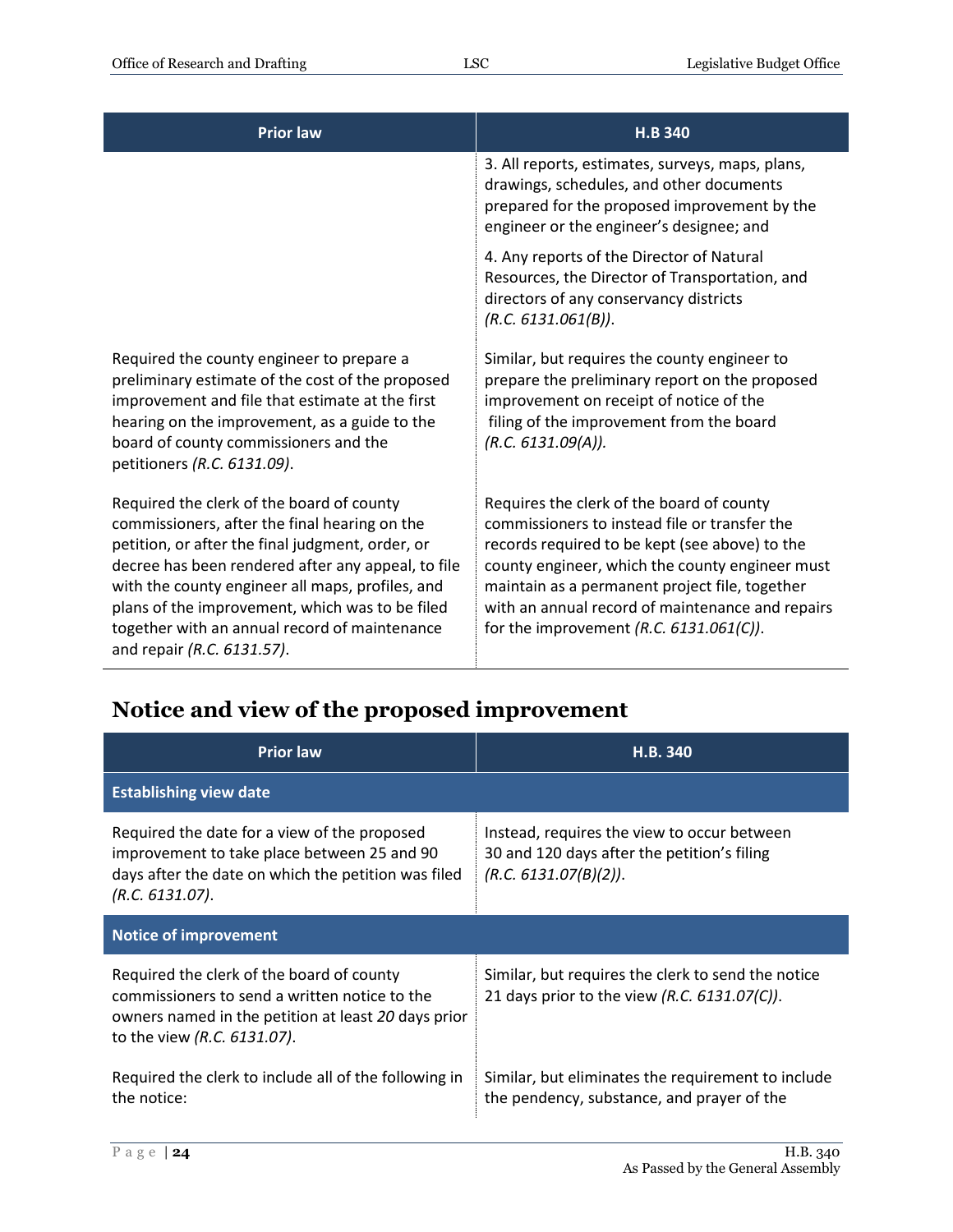| Prior law | H.B 340 |
|---|---|
| | 3. All reports, estimates, surveys, maps, plans, drawings, schedules, and other documents prepared for the proposed improvement by the engineer or the engineer's designee; and |
| | 4. Any reports of the Director of Natural Resources, the Director of Transportation, and directors of any conservancy districts *(R.C. 6131.061(B))*. |
| Required the county engineer to prepare a preliminary estimate of the cost of the proposed improvement and file that estimate at the first hearing on the improvement, as a guide to the board of county commissioners and the petitioners *(R.C. 6131.09)*. | Similar, but requires the county engineer to prepare the preliminary report on the proposed improvement on receipt of notice of the filing of the improvement from the board *(R.C. 6131.09(A))*. |
| Required the clerk of the board of county commissioners, after the final hearing on the petition, or after the final judgment, order, or decree has been rendered after any appeal, to file with the county engineer all maps, profiles, and plans of the improvement, which was to be filed together with an annual record of maintenance and repair *(R.C. 6131.57)*. | Requires the clerk of the board of county commissioners to instead file or transfer the records required to be kept (see above) to the county engineer, which the county engineer must maintain as a permanent project file, together with an annual record of maintenance and repairs for the improvement *(R.C. 6131.061(C))*. |

## Notice and view of the proposed improvement

| Prior law | H.B. 340 |
|---|---|
| **Establishing view date** | |
| Required the date for a view of the proposed improvement to take place between 25 and 90 days after the date on which the petition was filed *(R.C. 6131.07)*. | Instead, requires the view to occur between 30 and 120 days after the petition's filing *(R.C. 6131.07(B)(2))*. |
| **Notice of improvement** | |
| Required the clerk of the board of county commissioners to send a written notice to the owners named in the petition at least *20* days prior to the view *(R.C. 6131.07)*. | Similar, but requires the clerk to send the notice 21 days prior to the view *(R.C. 6131.07(C))*. |
| Required the clerk to include all of the following in the notice: | Similar, but eliminates the requirement to include the pendency, substance, and prayer of the |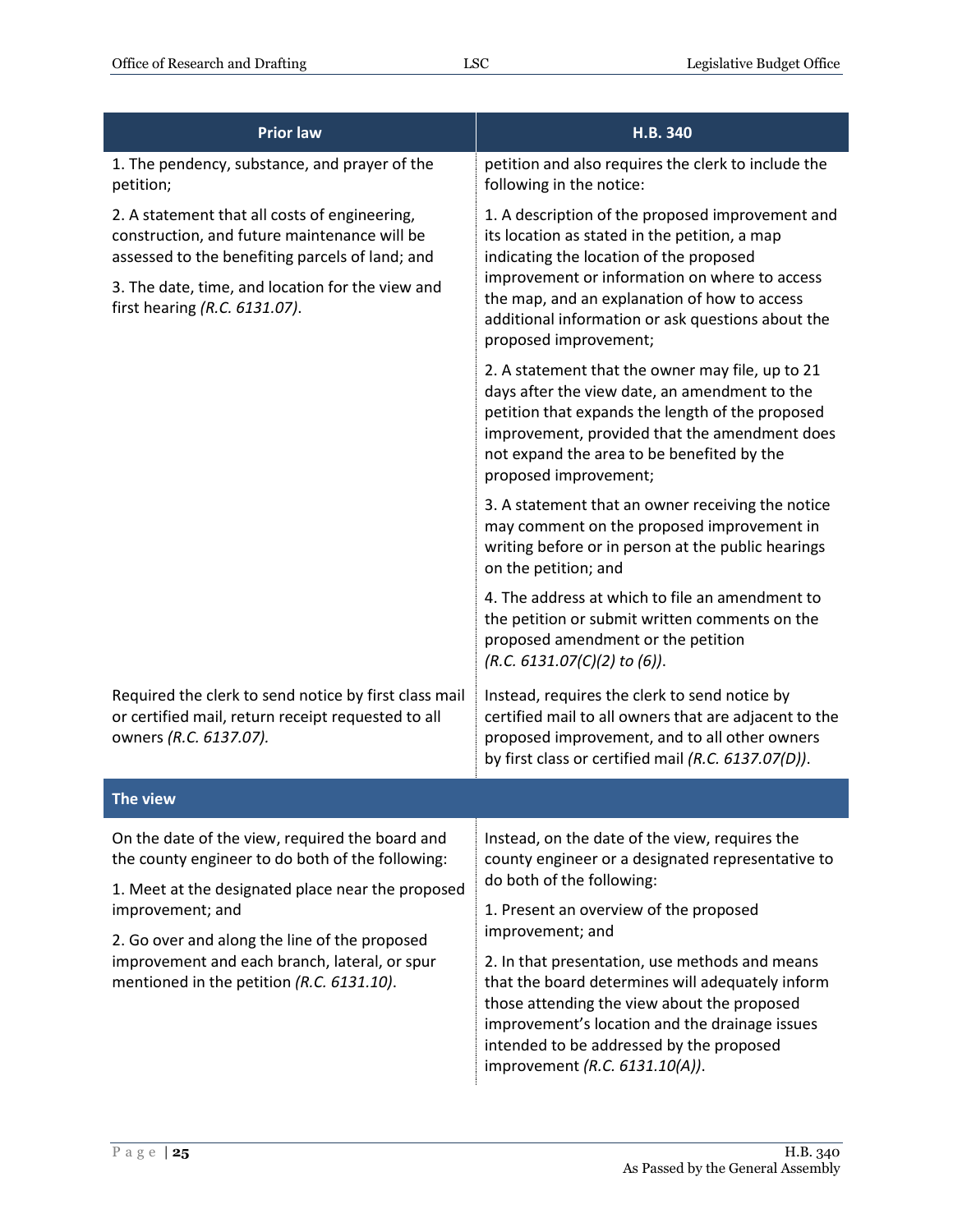| Prior law | H.B. 340 |
|---|---|
| 1. The pendency, substance, and prayer of the petition;<br><br>2. A statement that all costs of engineering, construction, and future maintenance will be assessed to the benefiting parcels of land; and<br><br>3. The date, time, and location for the view and first hearing *(R.C. 6131.07)*. | petition and also requires the clerk to include the following in the notice:<br><br>1. A description of the proposed improvement and its location as stated in the petition, a map indicating the location of the proposed improvement or information on where to access the map, and an explanation of how to access additional information or ask questions about the proposed improvement;<br><br>2. A statement that the owner may file, up to 21 days after the view date, an amendment to the petition that expands the length of the proposed improvement, provided that the amendment does not expand the area to be benefited by the proposed improvement;<br><br>3. A statement that an owner receiving the notice may comment on the proposed improvement in writing before or in person at the public hearings on the petition; and<br><br>4. The address at which to file an amendment to the petition or submit written comments on the proposed amendment or the petition *(R.C. 6131.07(C)(2) to (6))*. |
| Required the clerk to send notice by first class mail or certified mail, return receipt requested to all owners *(R.C. 6137.07).* | Instead, requires the clerk to send notice by certified mail to all owners that are adjacent to the proposed improvement, and to all other owners by first class or certified mail *(R.C. 6137.07(D))*. |
| **The view** | |
| On the date of the view, required the board and the county engineer to do both of the following:<br><br>1. Meet at the designated place near the proposed improvement; and<br><br>2. Go over and along the line of the proposed improvement and each branch, lateral, or spur mentioned in the petition *(R.C. 6131.10)*. | Instead, on the date of the view, requires the county engineer or a designated representative to do both of the following:<br><br>1. Present an overview of the proposed improvement; and<br><br>2. In that presentation, use methods and means that the board determines will adequately inform those attending the view about the proposed improvement's location and the drainage issues intended to be addressed by the proposed improvement *(R.C. 6131.10(A))*. |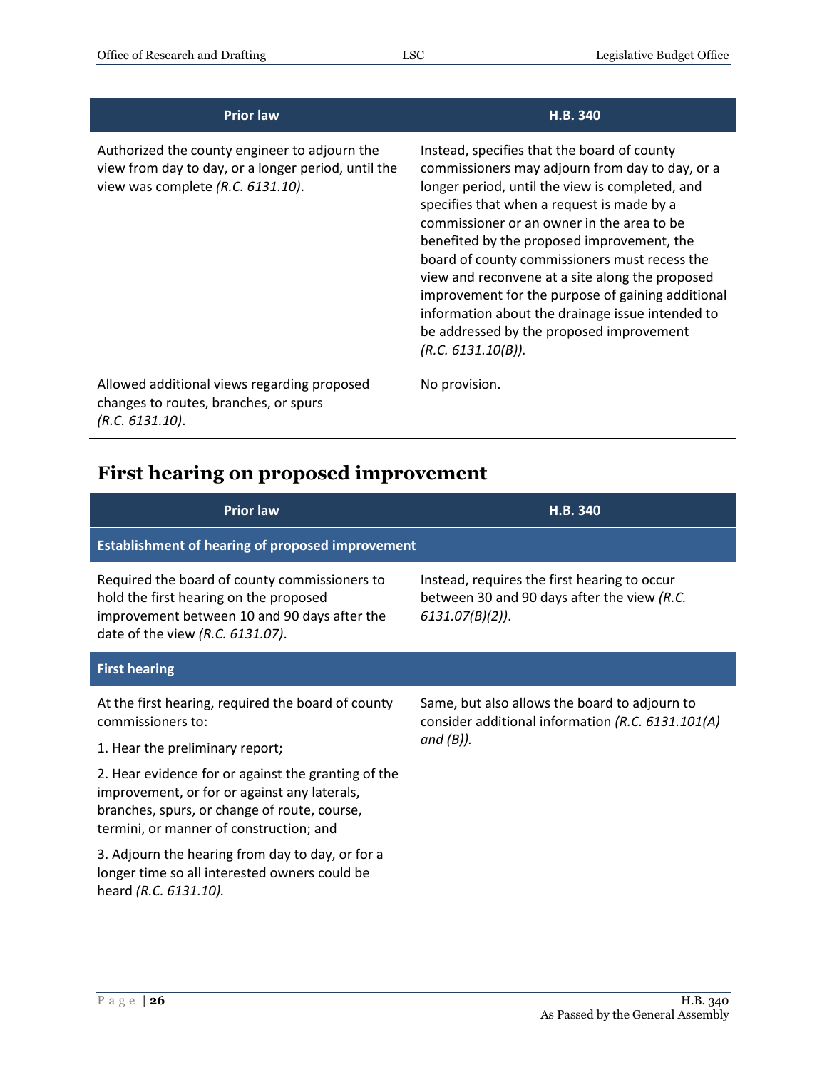| Prior law | H.B. 340 |
| --- | --- |
| Authorized the county engineer to adjourn the view from day to day, or a longer period, until the view was complete *(R.C. 6131.10)*. | Instead, specifies that the board of county commissioners may adjourn from day to day, or a longer period, until the view is completed, and specifies that when a request is made by a commissioner or an owner in the area to be benefited by the proposed improvement, the board of county commissioners must recess the view and reconvene at a site along the proposed improvement for the purpose of gaining additional information about the drainage issue intended to be addressed by the proposed improvement *(R.C. 6131.10(B))*. |
| Allowed additional views regarding proposed changes to routes, branches, or spurs *(R.C. 6131.10)*. | No provision. |

## First hearing on proposed improvement

| Prior law | H.B. 340 |
| --- | --- |
| **Establishment of hearing of proposed improvement** | |
| Required the board of county commissioners to hold the first hearing on the proposed improvement between 10 and 90 days after the date of the view *(R.C. 6131.07)*. | Instead, requires the first hearing to occur between 30 and 90 days after the view *(R.C. 6131.07(B)(2))*. |
| **First hearing** | |
| At the first hearing, required the board of county commissioners to:<br>1. Hear the preliminary report;<br>2. Hear evidence for or against the granting of the improvement, or for or against any laterals, branches, spurs, or change of route, course, termini, or manner of construction; and<br>3. Adjourn the hearing from day to day, or for a longer time so all interested owners could be heard *(R.C. 6131.10)*. | Same, but also allows the board to adjourn to consider additional information *(R.C. 6131.101(A) and (B))*. |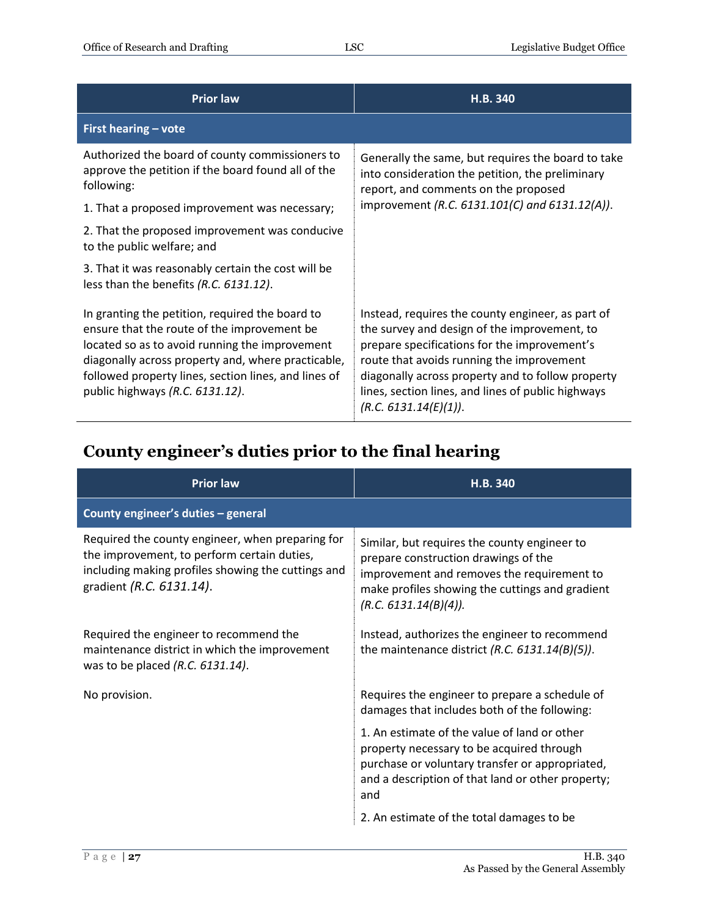| Prior law | H.B. 340 |
|---|---|
| **First hearing – vote** | |
| Authorized the board of county commissioners to approve the petition if the board found all of the following:<br><br>1. That a proposed improvement was necessary;<br><br>2. That the proposed improvement was conducive to the public welfare; and<br><br>3. That it was reasonably certain the cost will be less than the benefits *(R.C. 6131.12)*. | Generally the same, but requires the board to take into consideration the petition, the preliminary report, and comments on the proposed improvement *(R.C. 6131.101(C) and 6131.12(A))*. |
| In granting the petition, required the board to ensure that the route of the improvement be located so as to avoid running diagonally across property and, where practicable, followed property lines, section lines, and lines of public highways *(R.C. 6131.12)*. | Instead, requires the county engineer, as part of the survey and design of the improvement, to prepare specifications for the improvement's route that avoids running the improvement diagonally across property and to follow property lines, section lines, and lines of public highways *(R.C. 6131.14(E)(1))*. |

## County engineer's duties prior to the final hearing

| Prior law | H.B. 340 |
|---|---|
| **County engineer's duties – general** | |
| Required the county engineer, when preparing for the improvement, to perform certain duties, including making profiles showing the cuttings and gradient *(R.C. 6131.14)*. | Similar, but requires the county engineer to prepare construction drawings of the improvement and removes the requirement to make profiles showing the cuttings and gradient *(R.C. 6131.14(B)(4))*. |
| Required the engineer to recommend the maintenance district in which the improvement was to be placed *(R.C. 6131.14)*. | Instead, authorizes the engineer to recommend the maintenance district *(R.C. 6131.14(B)(5))*. |
| No provision. | Requires the engineer to prepare a schedule of damages that includes both of the following:<br><br>1. An estimate of the value of land or other property necessary to be acquired through purchase or voluntary transfer or appropriated, and a description of that land or other property; and<br><br>2. An estimate of the total damages to be |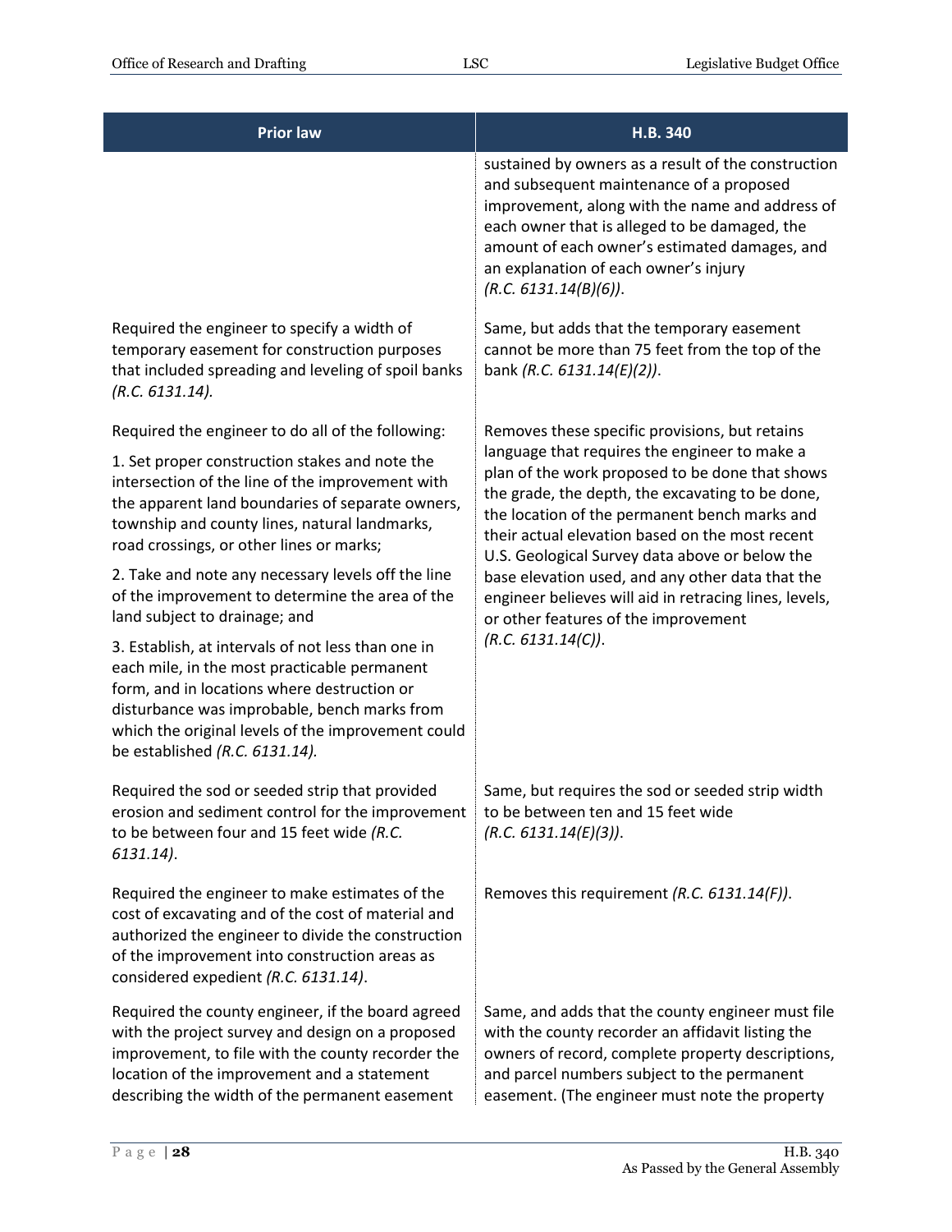| Prior law | H.B. 340 |
|---|---|
| | sustained by owners as a result of the construction and subsequent maintenance of a proposed improvement, along with the name and address of each owner that is alleged to be damaged, the amount of each owner's estimated damages, and an explanation of each owner's injury *(R.C. 6131.14(B)(6))*. |
| Required the engineer to specify a width of temporary easement for construction purposes that included spreading and leveling of spoil banks *(R.C. 6131.14).* | Same, but adds that the temporary easement cannot be more than 75 feet from the top of the bank *(R.C. 6131.14(E)(2))*. |
| Required the engineer to do all of the following:<br><br>1. Set proper construction stakes and note the intersection of the line of the improvement with the apparent land boundaries of separate owners, township and county lines, natural landmarks, road crossings, or other lines or marks;<br><br>2. Take and note any necessary levels off the line of the improvement to determine the area of the land subject to drainage; and<br><br>3. Establish, at intervals of not less than one in each mile, in the most practicable permanent form, and in locations where destruction or disturbance was improbable, bench marks from which the original levels of the improvement could be established *(R.C. 6131.14).* | Removes these specific provisions, but retains language that requires the engineer to make a plan of the work proposed to be done that shows the grade, the depth, the excavating to be done, the location of the permanent bench marks and their actual elevation based on the most recent U.S. Geological Survey data above or below the base elevation used, and any other data that the engineer believes will aid in retracing lines, levels, or other features of the improvement *(R.C. 6131.14(C))*. |
| Required the sod or seeded strip that provided erosion and sediment control for the improvement to be between four and 15 feet wide *(R.C. 6131.14)*. | Same, but requires the sod or seeded strip width to be between ten and 15 feet wide *(R.C. 6131.14(E)(3))*. |
| Required the engineer to make estimates of the cost of excavating and of the cost of material and authorized the engineer to divide the construction of the improvement into construction areas as considered expedient *(R.C. 6131.14)*. | Removes this requirement *(R.C. 6131.14(F))*. |
| Required the county engineer, if the board agreed with the project survey and design on a proposed improvement, to file with the county recorder the location of the improvement and a statement describing the width of the permanent easement | Same, and adds that the county engineer must file with the county recorder an affidavit listing the owners of record, complete property descriptions, and parcel numbers subject to the permanent easement. (The engineer must note the property |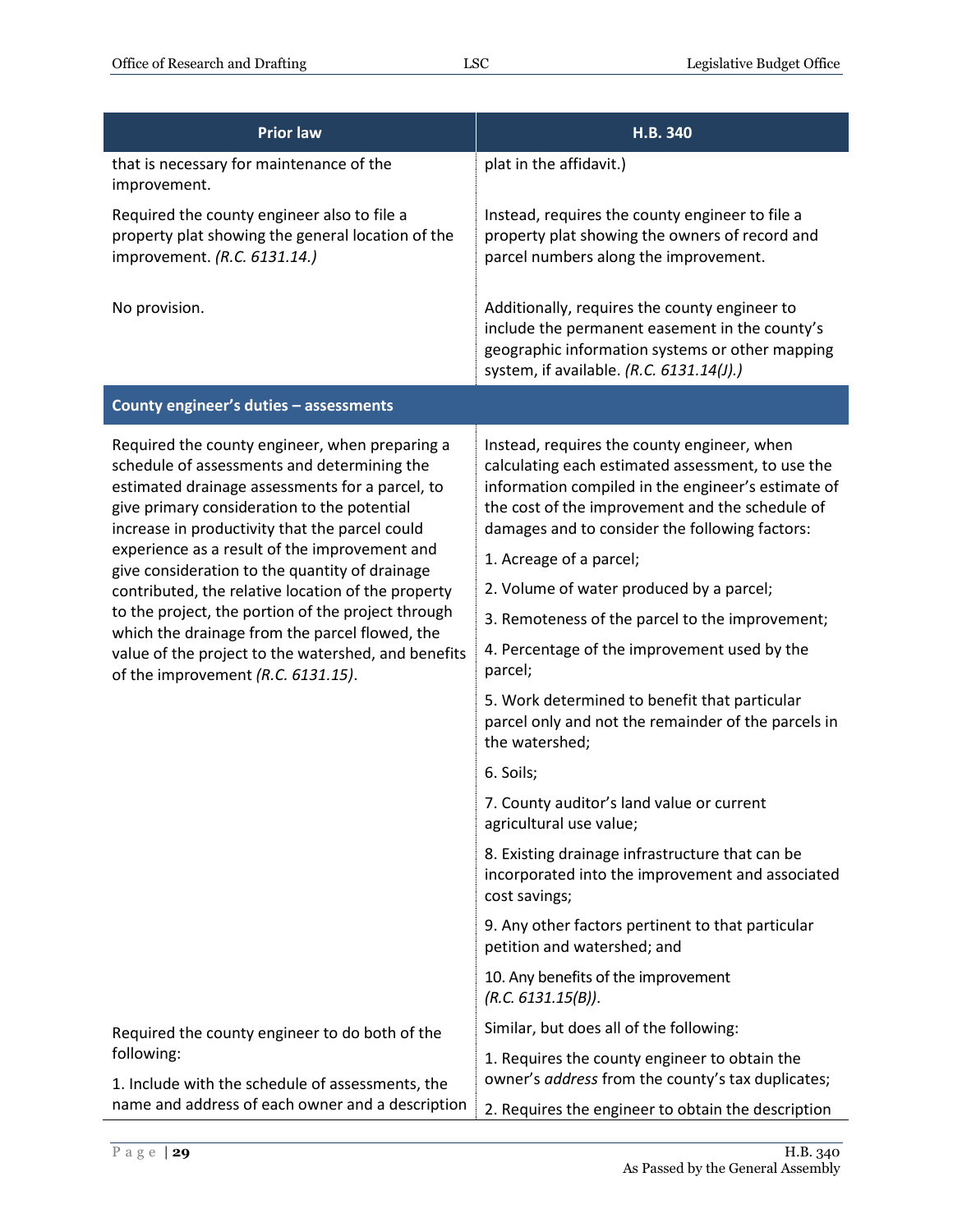| Prior law | H.B. 340 |
|---|---|
| that is necessary for maintenance of the improvement. | plat in the affidavit.) |
| Required the county engineer also to file a property plat showing the general location of the improvement. *(R.C. 6131.14.)* | Instead, requires the county engineer to file a property plat showing the owners of record and parcel numbers along the improvement. |
| No provision. | Additionally, requires the county engineer to include the permanent easement in the county's geographic information systems or other mapping system, if available. *(R.C. 6131.14(J).)* |
| **County engineer's duties – assessments** | |
| Required the county engineer, when preparing a schedule of assessments and determining the estimated drainage assessments for a parcel, to give primary consideration to the potential increase in productivity that the parcel could experience as a result of the improvement and give consideration to the quantity of drainage contributed, the relative location of the property to the project, the portion of the project through which the drainage from the parcel flowed, the value of the project to the watershed, and benefits of the improvement *(R.C. 6131.15)*. | Instead, requires the county engineer, when calculating each estimated assessment, to use the information compiled in the engineer's estimate of the cost of the improvement and the schedule of damages and to consider the following factors:<br>1. Acreage of a parcel;<br>2. Volume of water produced by a parcel;<br>3. Remoteness of the parcel to the improvement;<br>4. Percentage of the improvement used by the parcel;<br>5. Work determined to benefit that particular parcel only and not the remainder of the parcels in the watershed;<br>6. Soils;<br>7. County auditor's land value or current agricultural use value;<br>8. Existing drainage infrastructure that can be incorporated into the improvement and associated cost savings;<br>9. Any other factors pertinent to that particular petition and watershed; and<br>10. Any benefits of the improvement *(R.C. 6131.15(B))*. |
| Required the county engineer to do both of the following:<br>1. Include with the schedule of assessments, the name and address of each owner and a description | Similar, but does all of the following:<br>1. Requires the county engineer to obtain the owner's *address* from the county's tax duplicates;<br>2. Requires the engineer to obtain the description |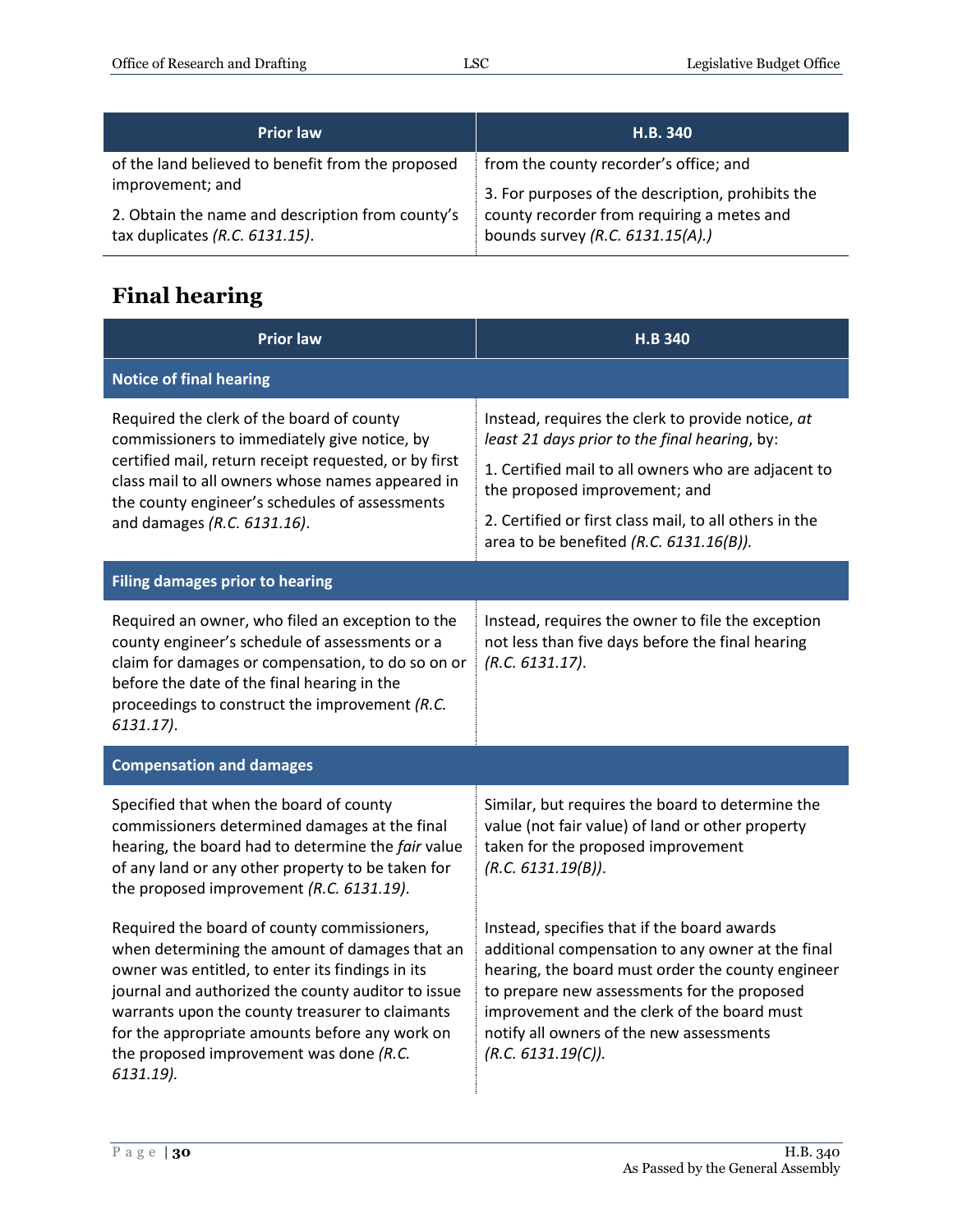| Prior law | H.B. 340 |
| --- | --- |
| of the land believed to benefit from the proposed improvement; and<br><br>2. Obtain the name and description from county's tax duplicates *(R.C. 6131.15)*. | from the county recorder's office; and<br><br>3. For purposes of the description, prohibits the county recorder from requiring a metes and bounds survey *(R.C. 6131.15(A).)* |

## Final hearing

| Prior law | H.B 340 |
| --- | --- |
| **Notice of final hearing** | |
| Required the clerk of the board of county commissioners to immediately give notice, by certified mail, return receipt requested, or by first class mail to all owners whose names appeared in the county engineer's schedules of assessments and damages *(R.C. 6131.16)*. | Instead, requires the clerk to provide notice, *at least 21 days prior to the final hearing*, by:<br><br>1. Certified mail to all owners who are adjacent to the proposed improvement; and<br><br>2. Certified or first class mail, to all others in the area to be benefited *(R.C. 6131.16(B)).* |
| **Filing damages prior to hearing** | |
| Required an owner, who filed an exception to the county engineer's schedule of assessments or a claim for damages or compensation, to do so on or before the date of the final hearing in the proceedings to construct the improvement *(R.C. 6131.17)*. | Instead, requires the owner to file the exception not less than five days before the final hearing *(R.C. 6131.17)*. |
| **Compensation and damages** | |
| Specified that when the board of county commissioners determined damages at the final hearing, the board had to determine the *fair* value of any land or any other property to be taken for the proposed improvement *(R.C. 6131.19)*. | Similar, but requires the board to determine the value (not fair value) of land or other property taken for the proposed improvement *(R.C. 6131.19(B))*. |
| Required the board of county commissioners, when determining the amount of damages that an owner was entitled, to enter its findings in its journal and authorized the county auditor to issue warrants upon the county treasurer to claimants for the appropriate amounts before any work on the proposed improvement was done *(R.C. 6131.19).* | Instead, specifies that if the board awards additional compensation to any owner at the final hearing, the board must order the county engineer to prepare new assessments for the proposed improvement and the clerk of the board must notify all owners of the new assessments *(R.C. 6131.19(C)).* |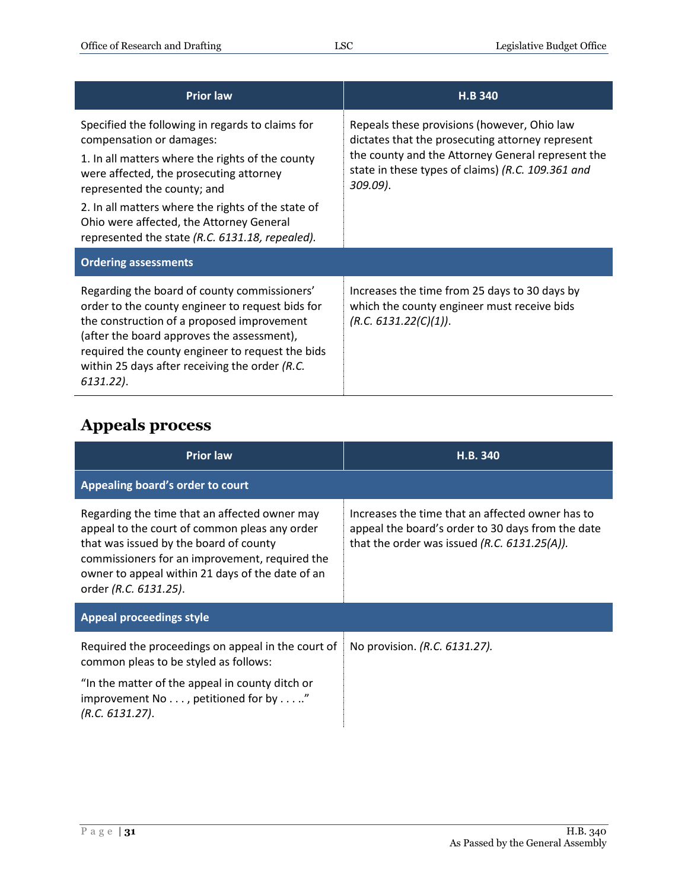| Prior law | H.B 340 |
|---|---|
| Specified the following in regards to claims for compensation or damages:<br><br>1. In all matters where the rights of the county were affected, the prosecuting attorney represented the county; and<br><br>2. In all matters where the rights of the state of Ohio were affected, the Attorney General represented the state *(R.C. 6131.18, repealed)*. | Repeals these provisions (however, Ohio law dictates that the prosecuting attorney represent the county and the Attorney General represent the state in these types of claims) *(R.C. 109.361 and 309.09)*. |
| **Ordering assessments** | |
| Regarding the board of county commissioners' order to the county engineer to request bids for the construction of a proposed improvement (after the board approves the assessment), required the county engineer to request the bids within 25 days after receiving the order *(R.C. 6131.22)*. | Increases the time from 25 days to 30 days by which the county engineer must receive bids *(R.C. 6131.22(C)(1))*. |

## Appeals process

| Prior law | H.B. 340 |
|---|---|
| **Appealing board's order to court** | |
| Regarding the time that an affected owner may appeal to the court of common pleas any order that was issued by the board of county commissioners for an improvement, required the owner to appeal within 21 days of the date of an order *(R.C. 6131.25)*. | Increases the time that an affected owner has to appeal the board's order to 30 days from the date that the order was issued *(R.C. 6131.25(A)).* |
| **Appeal proceedings style** | |
| Required the proceedings on appeal in the court of common pleas to be styled as follows:<br><br>"In the matter of the appeal in county ditch or improvement No . . . , petitioned for by . . . .." *(R.C. 6131.27)*. | No provision. *(R.C. 6131.27).* |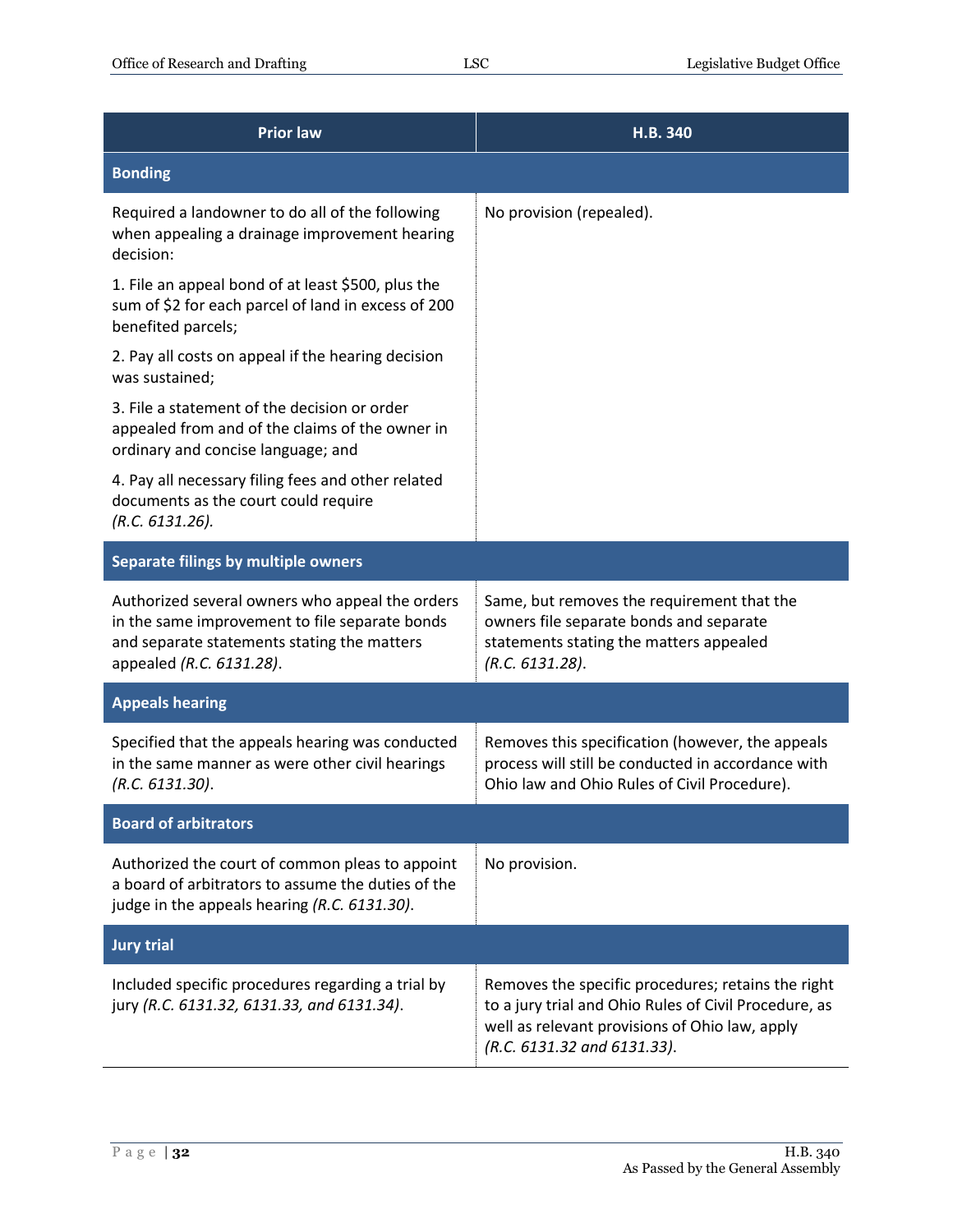| Prior law | H.B. 340 |
|---|---|
| **Bonding** | |
| Required a landowner to do all of the following when appealing a drainage improvement hearing decision:<br><br>1. File an appeal bond of at least $500, plus the sum of $2 for each parcel of land in excess of 200 benefited parcels;<br><br>2. Pay all costs on appeal if the hearing decision was sustained;<br><br>3. File a statement of the decision or order appealed from and of the claims of the owner in ordinary and concise language; and<br><br>4. Pay all necessary filing fees and other related documents as the court could require *(R.C. 6131.26).* | No provision (repealed). |
| **Separate filings by multiple owners** | |
| Authorized several owners who appeal the orders in the same improvement to file separate bonds and separate statements stating the matters appealed *(R.C. 6131.28)*. | Same, but removes the requirement that the owners file separate bonds and separate statements stating the matters appealed *(R.C. 6131.28)*. |
| **Appeals hearing** | |
| Specified that the appeals hearing was conducted in the same manner as were other civil hearings *(R.C. 6131.30)*. | Removes this specification (however, the appeals process will still be conducted in accordance with Ohio law and Ohio Rules of Civil Procedure). |
| **Board of arbitrators** | |
| Authorized the court of common pleas to appoint a board of arbitrators to assume the duties of the judge in the appeals hearing *(R.C. 6131.30)*. | No provision. |
| **Jury trial** | |
| Included specific procedures regarding a trial by jury *(R.C. 6131.32, 6131.33, and 6131.34)*. | Removes the specific procedures; retains the right to a jury trial and Ohio Rules of Civil Procedure, as well as relevant provisions of Ohio law, apply *(R.C. 6131.32 and 6131.33)*. |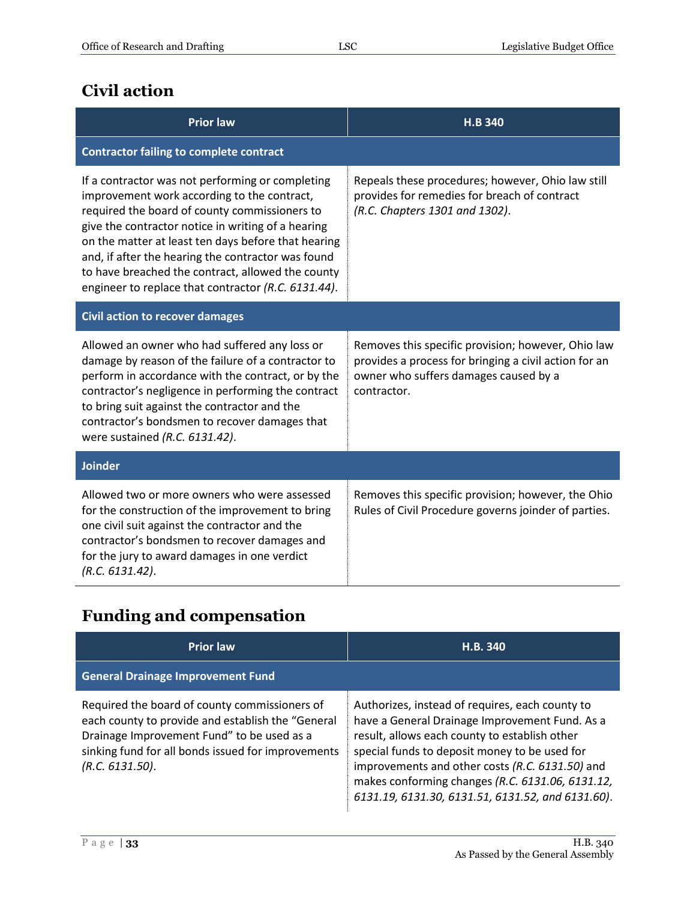## Civil action

| Prior law | H.B 340 |
|---|---|
| **Contractor failing to complete contract** | |
| If a contractor was not performing or completing improvement work according to the contract, required the board of county commissioners to give the contractor notice in writing of a hearing on the matter at least ten days before that hearing and, if after the hearing the contractor was found to have breached the contract, allowed the county engineer to replace that contractor *(R.C. 6131.44)*. | Repeals these procedures; however, Ohio law still provides for remedies for breach of contract *(R.C. Chapters 1301 and 1302)*. |
| **Civil action to recover damages** | |
| Allowed an owner who had suffered any loss or damage by reason of the failure of a contractor to perform in accordance with the contract, or by the contractor's negligence in performing the contract to bring suit against the contractor and the contractor's bondsmen to recover damages that were sustained *(R.C. 6131.42)*. | Removes this specific provision; however, Ohio law provides a process for bringing a civil action for an owner who suffers damages caused by a contractor. |
| **Joinder** | |
| Allowed two or more owners who were assessed for the construction of the improvement to bring one civil suit against the contractor and the contractor's bondsmen to recover damages and for the jury to award damages in one verdict *(R.C. 6131.42)*. | Removes this specific provision; however, the Ohio Rules of Civil Procedure governs joinder of parties. |

## Funding and compensation

| Prior law | H.B. 340 |
|---|---|
| **General Drainage Improvement Fund** | |
| Required the board of county commissioners of each county to provide and establish the "General Drainage Improvement Fund" to be used as a sinking fund for all bonds issued for improvements *(R.C. 6131.50)*. | Authorizes, instead of requires, each county to have a General Drainage Improvement Fund. As a result, allows each county to establish other special funds to deposit money to be used for improvements and other costs *(R.C. 6131.50)* and makes conforming changes *(R.C. 6131.06, 6131.12, 6131.19, 6131.30, 6131.51, 6131.52, and 6131.60)*. |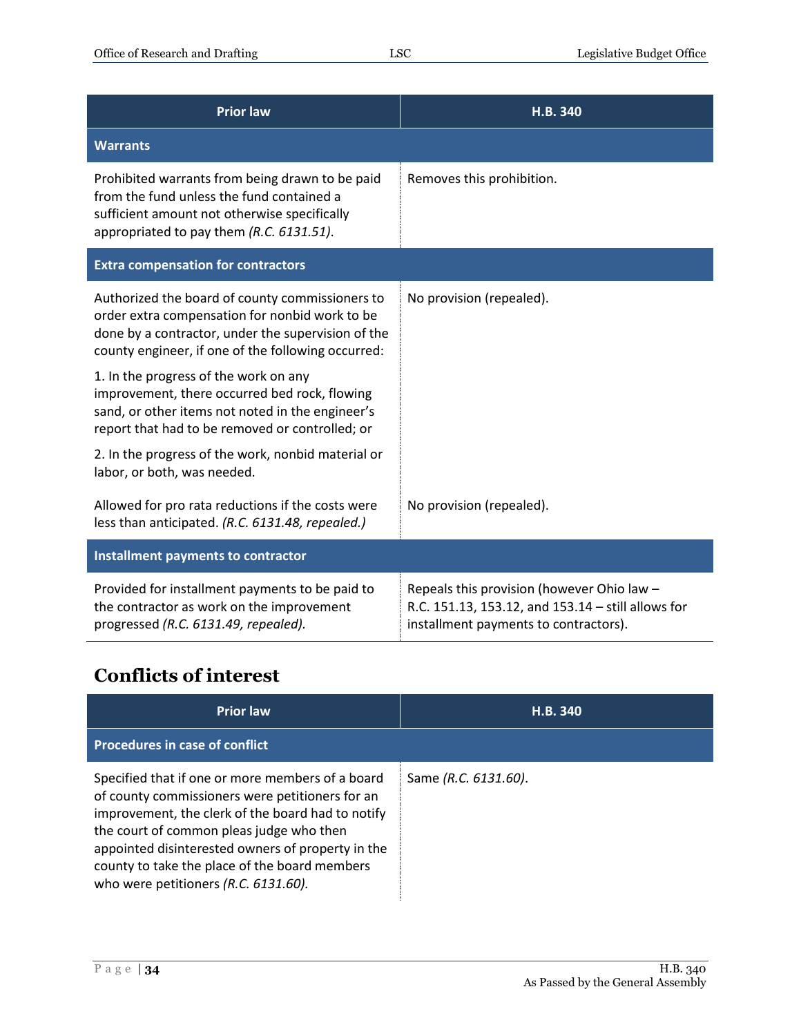| Prior law | H.B. 340 |
| --- | --- |
| **Warrants** | |
| Prohibited warrants from being drawn to be paid from the fund unless the fund contained a sufficient amount not otherwise specifically appropriated to pay them *(R.C. 6131.51)*. | Removes this prohibition. |
| **Extra compensation for contractors** | |
| Authorized the board of county commissioners to order extra compensation for nonbid work to be done by a contractor, under the supervision of the county engineer, if one of the following occurred:<br>1. In the progress of the work on any improvement, there occurred bed rock, flowing sand, or other items not noted in the engineer's report that had to be removed or controlled; or<br>2. In the progress of the work, nonbid material or labor, or both, was needed. | No provision (repealed). |
| Allowed for pro rata reductions if the costs were less than anticipated. *(R.C. 6131.48, repealed.)* | No provision (repealed). |
| **Installment payments to contractor** | |
| Provided for installment payments to be paid to the contractor as work on the improvement progressed *(R.C. 6131.49, repealed).* | Repeals this provision (however Ohio law – R.C. 151.13, 153.12, and 153.14 – still allows for installment payments to contractors). |

## Conflicts of interest

| Prior law | H.B. 340 |
| --- | --- |
| **Procedures in case of conflict** | |
| Specified that if one or more members of a board of county commissioners were petitioners for an improvement, the clerk of the board had to notify the court of common pleas judge who then appointed disinterested owners of property in the county to take the place of the board members who were petitioners *(R.C. 6131.60).* | Same *(R.C. 6131.60)*. |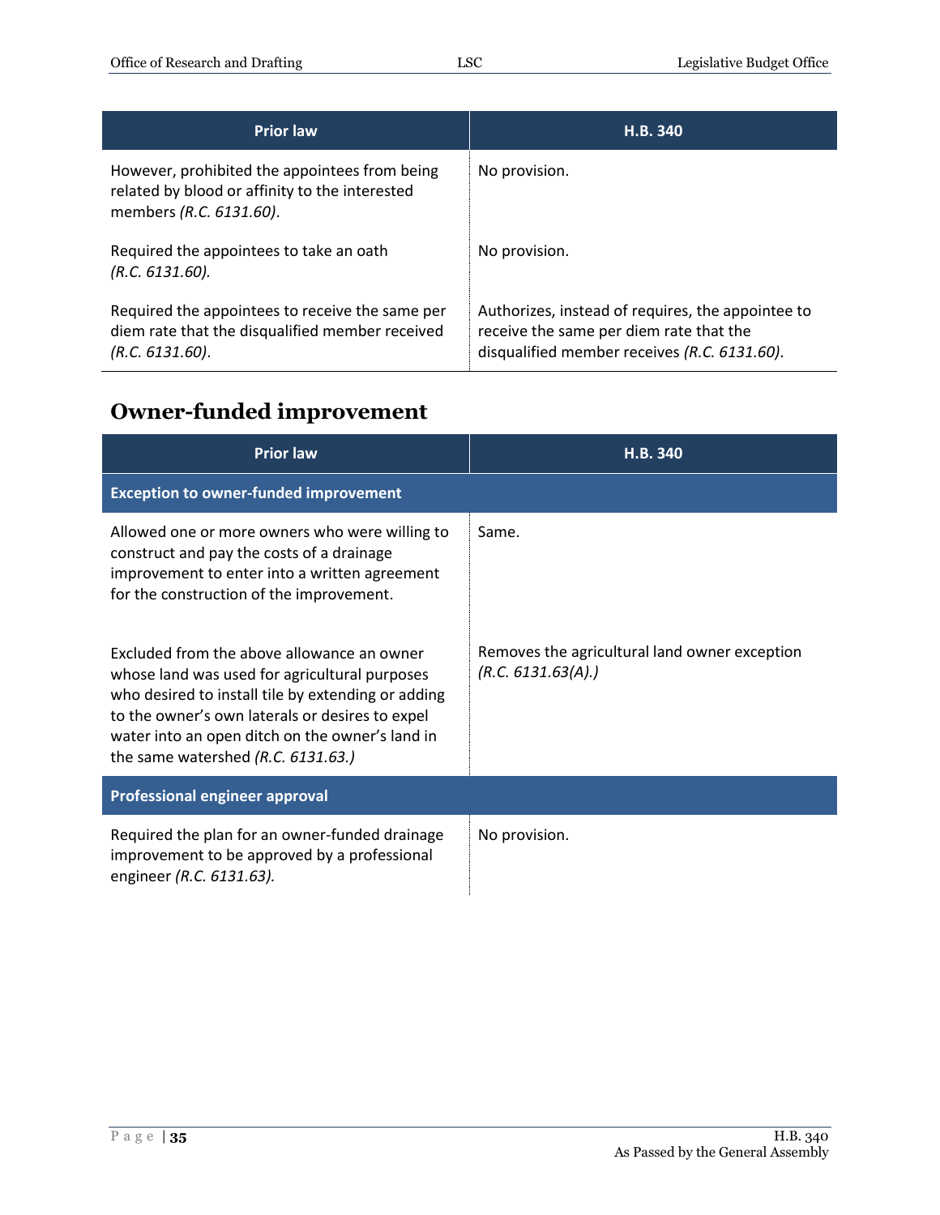| Prior law | H.B. 340 |
| --- | --- |
| However, prohibited the appointees from being related by blood or affinity to the interested members *(R.C. 6131.60)*. | No provision. |
| Required the appointees to take an oath *(R.C. 6131.60).* | No provision. |
| Required the appointees to receive the same per diem rate that the disqualified member received *(R.C. 6131.60)*. | Authorizes, instead of requires, the appointee to receive the same per diem rate that the disqualified member receives *(R.C. 6131.60)*. |

## Owner-funded improvement

| Prior law | H.B. 340 |
| --- | --- |
| **Exception to owner-funded improvement** | |
| Allowed one or more owners who were willing to construct and pay the costs of a drainage improvement to enter into a written agreement for the construction of the improvement. | Same. |
| Excluded from the above allowance an owner whose land was used for agricultural purposes who desired to install tile by extending or adding to the owner's own laterals or desires to expel water into an open ditch on the owner's land in the same watershed *(R.C. 6131.63.)* | Removes the agricultural land owner exception *(R.C. 6131.63(A).)* |
| **Professional engineer approval** | |
| Required the plan for an owner-funded drainage improvement to be approved by a professional engineer *(R.C. 6131.63).* | No provision. |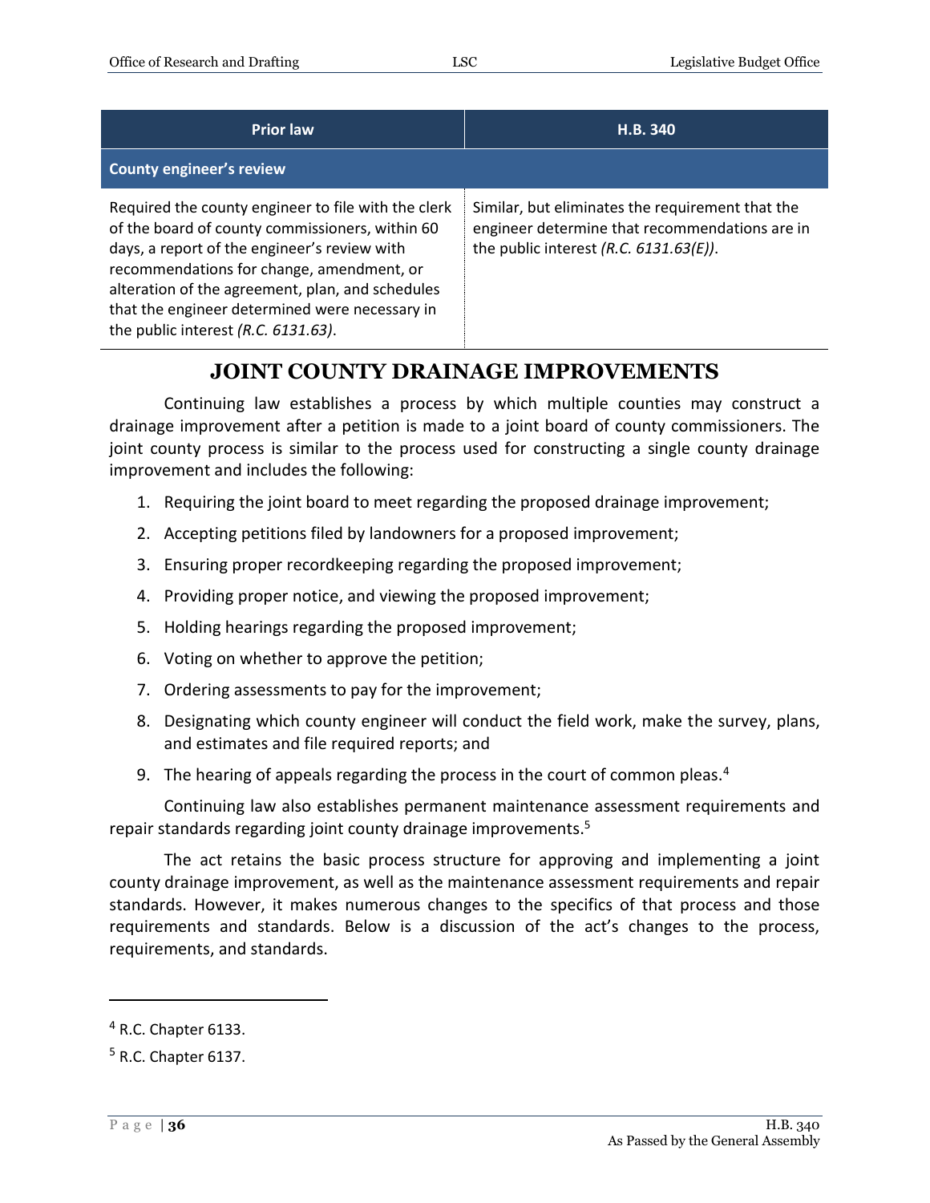| Prior law | H.B. 340 |
|---|---|
| **County engineer's review** | |
| Required the county engineer to file with the clerk of the board of county commissioners, within 60 days, a report of the engineer's review with recommendations for change, amendment, or alteration of the agreement, plan, and schedules that the engineer determined were necessary in the public interest *(R.C. 6131.63)*. | Similar, but eliminates the requirement that the engineer determine that recommendations are in the public interest *(R.C. 6131.63(E))*. |

# JOINT COUNTY DRAINAGE IMPROVEMENTS

Continuing law establishes a process by which multiple counties may construct a drainage improvement after a petition is made to a joint board of county commissioners. The joint county process is similar to the process used for constructing a single county drainage improvement and includes the following:

1. Requiring the joint board to meet regarding the proposed drainage improvement;
2. Accepting petitions filed by landowners for a proposed improvement;
3. Ensuring proper recordkeeping regarding the proposed improvement;
4. Providing proper notice, and viewing the proposed improvement;
5. Holding hearings regarding the proposed improvement;
6. Voting on whether to approve the petition;
7. Ordering assessments to pay for the improvement;
8. Designating which county engineer will conduct the field work, make the survey, plans, and estimates and file required reports; and
9. The hearing of appeals regarding the process in the court of common pleas.[4]

Continuing law also establishes permanent maintenance assessment requirements and repair standards regarding joint county drainage improvements.[5]

The act retains the basic process structure for approving and implementing a joint county drainage improvement, as well as the maintenance assessment requirements and repair standards. However, it makes numerous changes to the specifics of that process and those requirements and standards. Below is a discussion of the act's changes to the process, requirements, and standards.

---

[4] R.C. Chapter 6133.

[5] R.C. Chapter 6137.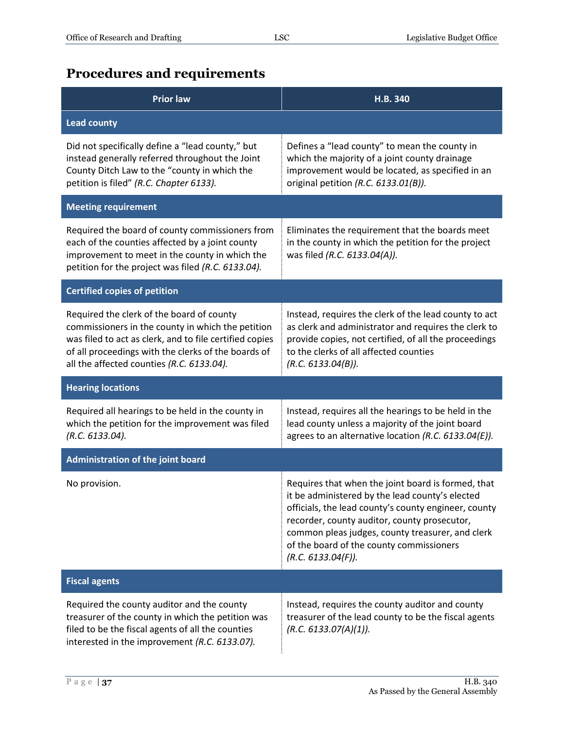## Procedures and requirements

| Prior law | H.B. 340 |
|---|---|
| **Lead county** | |
| Did not specifically define a "lead county," but instead generally referred throughout the Joint County Ditch Law to the "county in which the petition is filed" *(R.C. Chapter 6133).* | Defines a "lead county" to mean the county in which the majority of a joint county drainage improvement would be located, as specified in an original petition *(R.C. 6133.01(B)).* |
| **Meeting requirement** | |
| Required the board of county commissioners from each of the counties affected by a joint county improvement to meet in the county in which the petition for the project was filed *(R.C. 6133.04).* | Eliminates the requirement that the boards meet in the county in which the petition for the project was filed *(R.C. 6133.04(A)).* |
| **Certified copies of petition** | |
| Required the clerk of the board of county commissioners in the county in which the petition was filed to act as clerk, and to file certified copies of all proceedings with the clerks of the boards of all the affected counties *(R.C. 6133.04).* | Instead, requires the clerk of the lead county to act as clerk and administrator and requires the clerk to provide copies, not certified, of all the proceedings to the clerks of all affected counties *(R.C. 6133.04(B)).* |
| **Hearing locations** | |
| Required all hearings to be held in the county in which the petition for the improvement was filed *(R.C. 6133.04).* | Instead, requires all the hearings to be held in the lead county unless a majority of the joint board agrees to an alternative location *(R.C. 6133.04(E)).* |
| **Administration of the joint board** | |
| No provision. | Requires that when the joint board is formed, that it be administered by the lead county's elected officials, the lead county's county engineer, county recorder, county auditor, county prosecutor, common pleas judges, county treasurer, and clerk of the board of the county commissioners *(R.C. 6133.04(F)).* |
| **Fiscal agents** | |
| Required the county auditor and the county treasurer of the county in which the petition was filed to be the fiscal agents of all the counties interested in the improvement *(R.C. 6133.07).* | Instead, requires the county auditor and county treasurer of the lead county to be the fiscal agents *(R.C. 6133.07(A)(1)).* |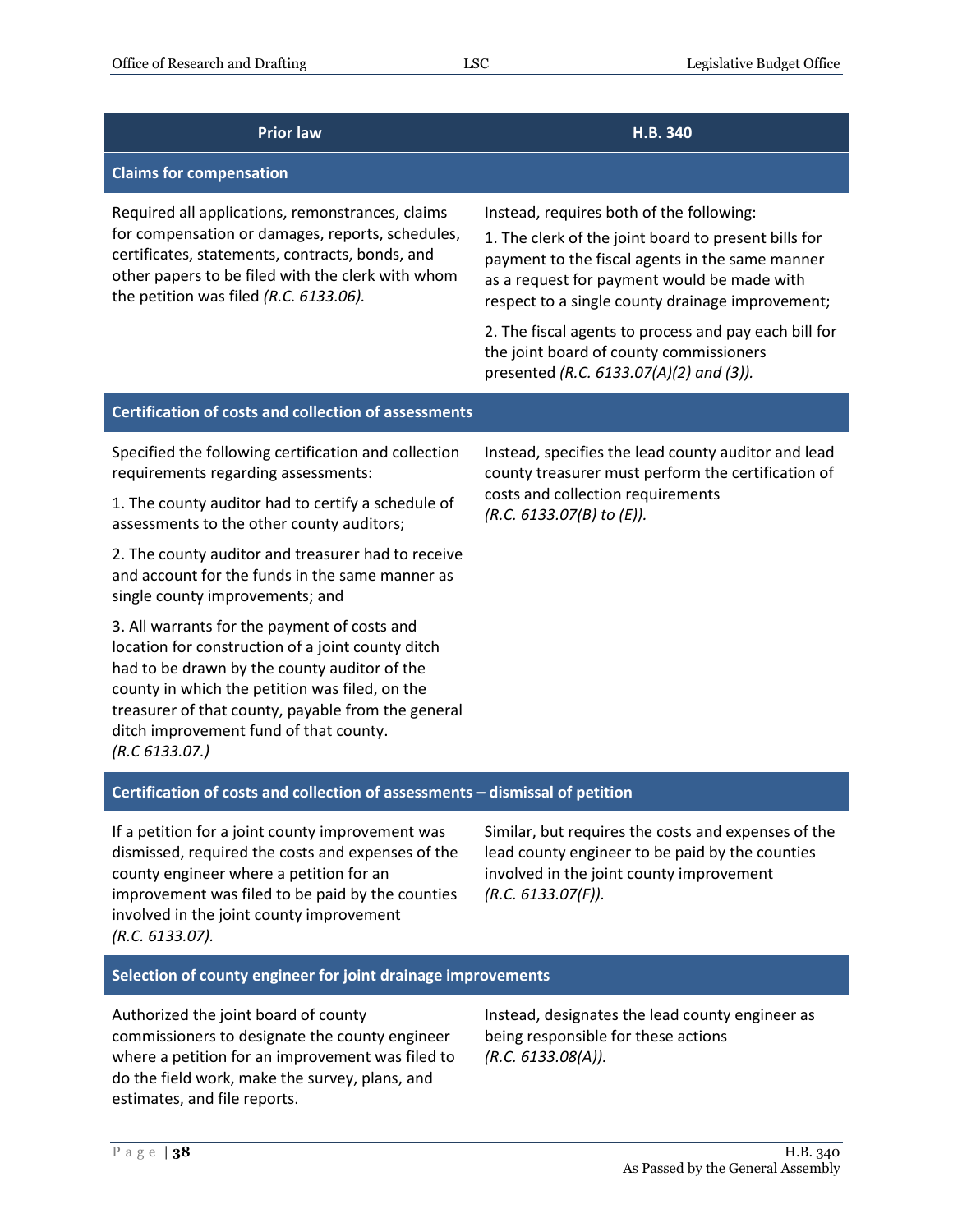| Prior law | H.B. 340 |
|---|---|
| **Claims for compensation** | |
| Required all applications, remonstrances, claims for compensation or damages, reports, schedules, certificates, statements, contracts, bonds, and other papers to be filed with the clerk with whom the petition was filed *(R.C. 6133.06).* | Instead, requires both of the following:<br>1. The clerk of the joint board to present bills for payment to the fiscal agents in the same manner as a request for payment would be made with respect to a single county drainage improvement;<br>2. The fiscal agents to process and pay each bill for the joint board of county commissioners presented *(R.C. 6133.07(A)(2) and (3)).* |
| **Certification of costs and collection of assessments** | |
| Specified the following certification and collection requirements regarding assessments:<br>1. The county auditor had to certify a schedule of assessments to the other county auditors;<br>2. The county auditor and treasurer had to receive and account for the funds in the same manner as single county improvements; and<br>3. All warrants for the payment of costs and location for construction of a joint county ditch had to be drawn by the county auditor of the county in which the petition was filed, on the treasurer of that county, payable from the general ditch improvement fund of that county. *(R.C 6133.07.)* | Instead, specifies the lead county auditor and lead county treasurer must perform the certification of costs and collection requirements *(R.C. 6133.07(B) to (E)).* |
| **Certification of costs and collection of assessments – dismissal of petition** | |
| If a petition for a joint county improvement was dismissed, required the costs and expenses of the county engineer where a petition for an improvement was filed to be paid by the counties involved in the joint county improvement *(R.C. 6133.07).* | Similar, but requires the costs and expenses of the lead county engineer to be paid by the counties involved in the joint county improvement *(R.C. 6133.07(F)).* |
| **Selection of county engineer for joint drainage improvements** | |
| Authorized the joint board of county commissioners to designate the county engineer where a petition for an improvement was filed to do the field work, make the survey, plans, and estimates, and file reports. | Instead, designates the lead county engineer as being responsible for these actions *(R.C. 6133.08(A)).* |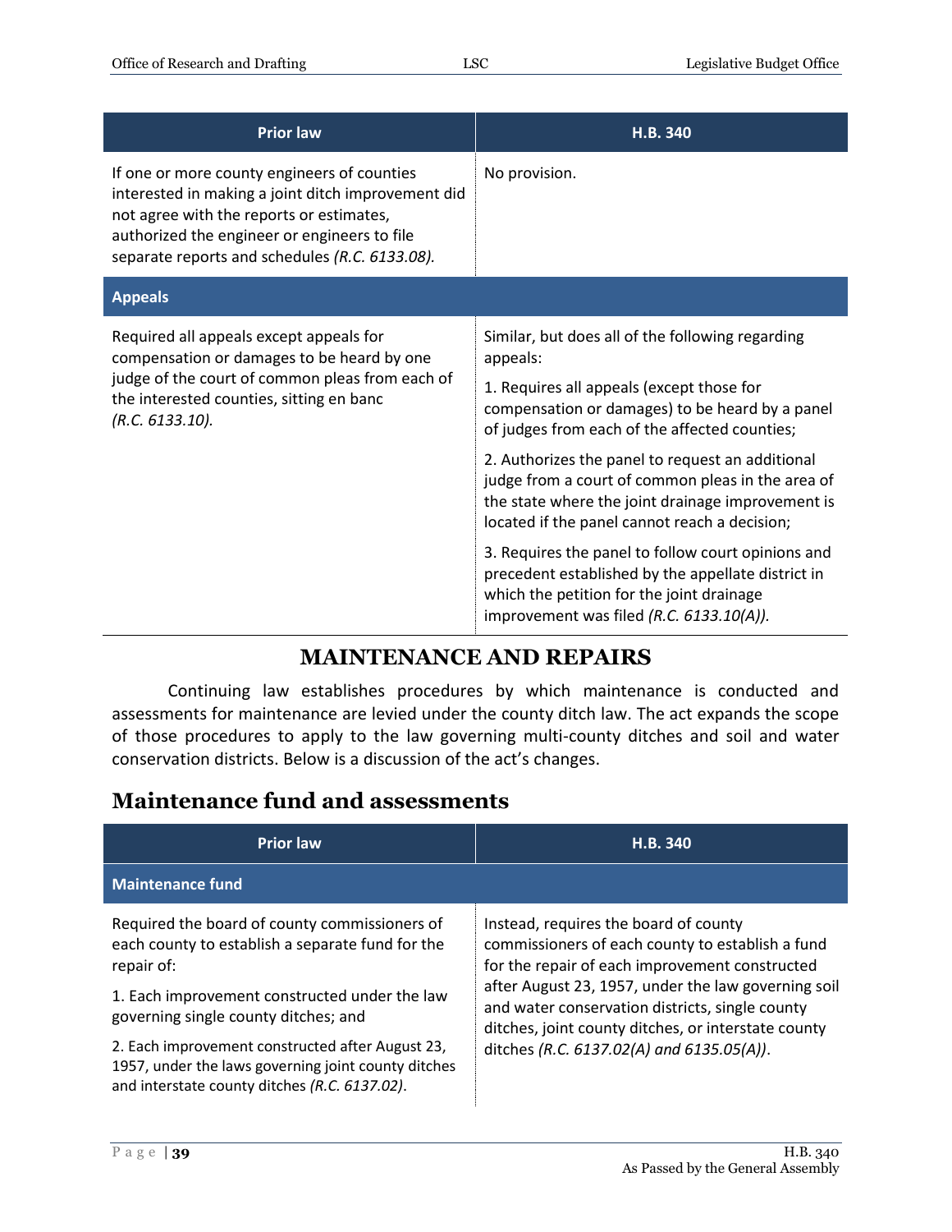| Prior law | H.B. 340 |
|---|---|
| If one or more county engineers of counties interested in making a joint ditch improvement did not agree with the reports or estimates, authorized the engineer or engineers to file separate reports and schedules *(R.C. 6133.08).* | No provision. |
| **Appeals** | |
| Required all appeals except appeals for compensation or damages to be heard by one judge of the court of common pleas from each of the interested counties, sitting en banc *(R.C. 6133.10).* | Similar, but does all of the following regarding appeals:<br>1. Requires all appeals (except those for compensation or damages) to be heard by a panel of judges from each of the affected counties;<br>2. Authorizes the panel to request an additional judge from a court of common pleas in the area of the state where the joint drainage improvement is located if the panel cannot reach a decision;<br>3. Requires the panel to follow court opinions and precedent established by the appellate district in which the petition for the joint drainage improvement was filed *(R.C. 6133.10(A)).* |

# MAINTENANCE AND REPAIRS

Continuing law establishes procedures by which maintenance is conducted and assessments for maintenance are levied under the county ditch law. The act expands the scope of those procedures to apply to the law governing multi-county ditches and soil and water conservation districts. Below is a discussion of the act's changes.

## Maintenance fund and assessments

| Prior law | H.B. 340 |
|---|---|
| **Maintenance fund** | |
| Required the board of county commissioners of each county to establish a separate fund for the repair of:<br>1. Each improvement constructed under the law governing single county ditches; and<br>2. Each improvement constructed after August 23, 1957, under the laws governing joint county ditches and interstate county ditches *(R.C. 6137.02).* | Instead, requires the board of county commissioners of each county to establish a fund for the repair of each improvement constructed after August 23, 1957, under the law governing soil and water conservation districts, single county ditches, joint county ditches, or interstate county ditches *(R.C. 6137.02(A) and 6135.05(A)).* |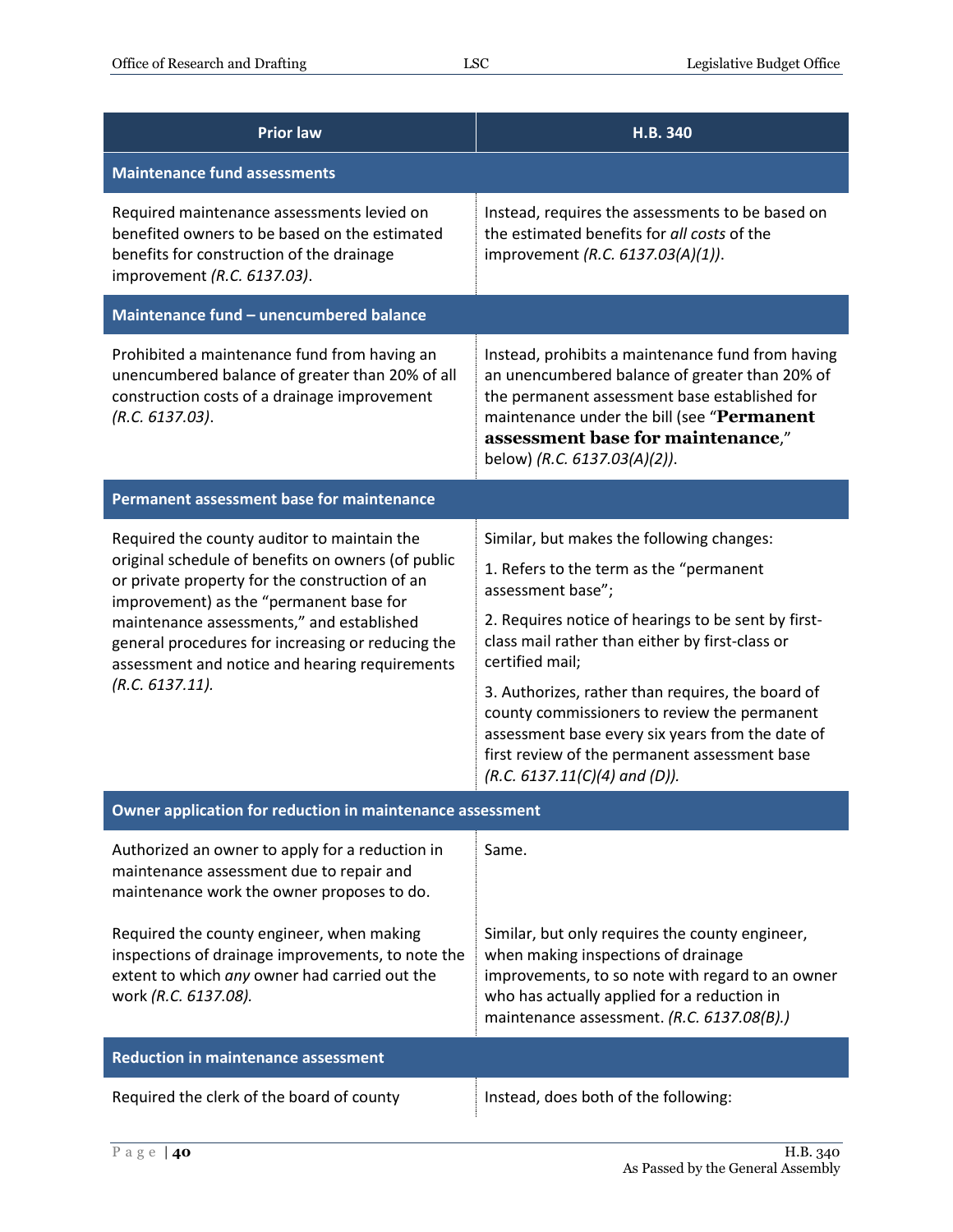| Prior law | H.B. 340 |
| --- | --- |
| **Maintenance fund assessments** | |
| Required maintenance assessments levied on benefited owners to be based on the estimated benefits for construction of the drainage improvement *(R.C. 6137.03)*. | Instead, requires the assessments to be based on the estimated benefits for *all costs* of the improvement *(R.C. 6137.03(A)(1))*. |
| **Maintenance fund – unencumbered balance** | |
| Prohibited a maintenance fund from having an unencumbered balance of greater than 20% of all construction costs of a drainage improvement *(R.C. 6137.03)*. | Instead, prohibits a maintenance fund from having an unencumbered balance of greater than 20% of the permanent assessment base established for maintenance under the bill (see "**Permanent assessment base for maintenance**," below) *(R.C. 6137.03(A)(2))*. |
| **Permanent assessment base for maintenance** | |
| Required the county auditor to maintain the original schedule of benefits on owners (of public or private property for the construction of an improvement) as the "permanent base for maintenance assessments," and established general procedures for increasing or reducing the assessment and notice and hearing requirements *(R.C. 6137.11).* | Similar, but makes the following changes:<br>1. Refers to the term as the "permanent assessment base";<br>2. Requires notice of hearings to be sent by first-class mail rather than either by first-class or certified mail;<br>3. Authorizes, rather than requires, the board of county commissioners to review the permanent assessment base every six years from the date of first review of the permanent assessment base *(R.C. 6137.11(C)(4) and (D)).* |
| **Owner application for reduction in maintenance assessment** | |
| Authorized an owner to apply for a reduction in maintenance assessment due to repair and maintenance work the owner proposes to do. | Same. |
| Required the county engineer, when making inspections of drainage improvements, to note the extent to which *any* owner had carried out the work *(R.C. 6137.08).* | Similar, but only requires the county engineer, when making inspections of drainage improvements, to so note with regard to an owner who has actually applied for a reduction in maintenance assessment. *(R.C. 6137.08(B).)* |
| **Reduction in maintenance assessment** | |
| Required the clerk of the board of county | Instead, does both of the following: |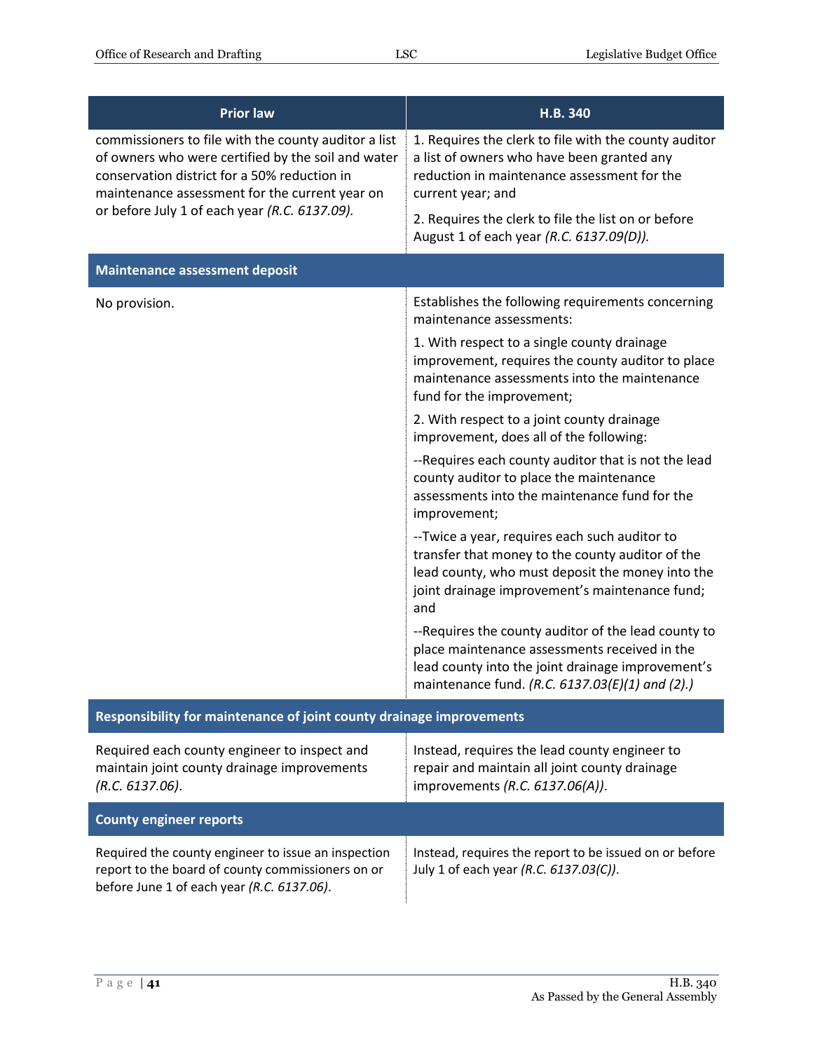| Prior law | H.B. 340 |
|---|---|
| commissioners to file with the county auditor a list of owners who were certified by the soil and water conservation district for a 50% reduction in maintenance assessment for the current year on or before July 1 of each year *(R.C. 6137.09).* | 1. Requires the clerk to file with the county auditor a list of owners who have been granted any reduction in maintenance assessment for the current year; and<br><br>2. Requires the clerk to file the list on or before August 1 of each year *(R.C. 6137.09(D)).* |
| **Maintenance assessment deposit** | |
| No provision. | Establishes the following requirements concerning maintenance assessments:<br><br>1. With respect to a single county drainage improvement, requires the county auditor to place maintenance assessments into the maintenance fund for the improvement;<br><br>2. With respect to a joint county drainage improvement, does all of the following:<br><br>--Requires each county auditor that is not the lead county auditor to place the maintenance assessments into the maintenance fund for the improvement;<br><br>--Twice a year, requires each such auditor to transfer that money to the county auditor of the lead county, who must deposit the money into the joint drainage improvement's maintenance fund; and<br><br>--Requires the county auditor of the lead county to place maintenance assessments received in the lead county into the joint drainage improvement's maintenance fund. *(R.C. 6137.03(E)(1) and (2).)* |
| **Responsibility for maintenance of joint county drainage improvements** | |
| Required each county engineer to inspect and maintain joint county drainage improvements *(R.C. 6137.06)*. | Instead, requires the lead county engineer to repair and maintain all joint county drainage improvements *(R.C. 6137.06(A))*. |
| **County engineer reports** | |
| Required the county engineer to issue an inspection report to the board of county commissioners on or before June 1 of each year *(R.C. 6137.06)*. | Instead, requires the report to be issued on or before July 1 of each year *(R.C. 6137.03(C))*. |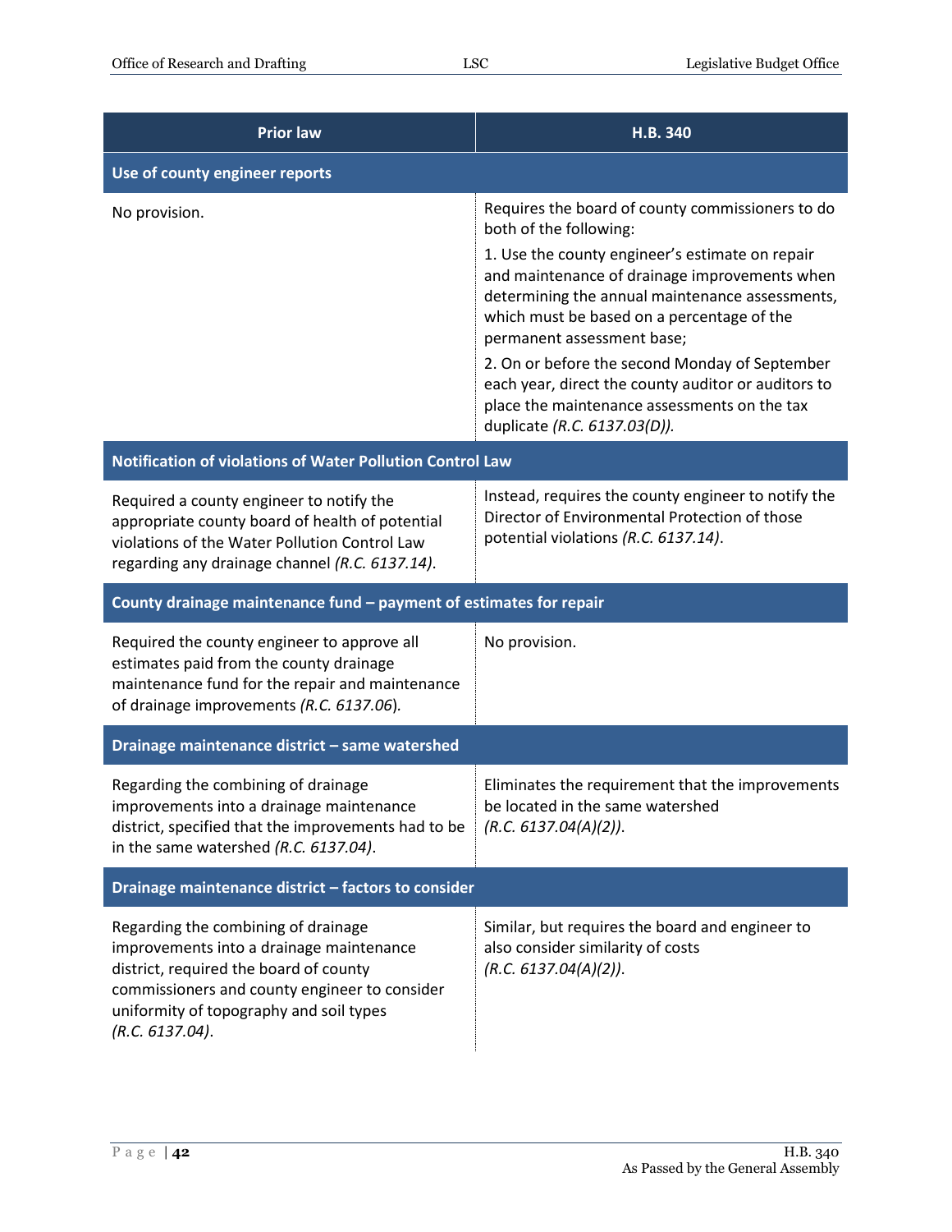| Prior law | H.B. 340 |
|---|---|
| **Use of county engineer reports** | |
| No provision. | Requires the board of county commissioners to do both of the following:<br>1. Use the county engineer's estimate on repair and maintenance of drainage improvements when determining the annual maintenance assessments, which must be based on a percentage of the permanent assessment base;<br>2. On or before the second Monday of September each year, direct the county auditor or auditors to place the maintenance assessments on the tax duplicate *(R.C. 6137.03(D))*. |
| **Notification of violations of Water Pollution Control Law** | |
| Required a county engineer to notify the appropriate county board of health of potential violations of the Water Pollution Control Law regarding any drainage channel *(R.C. 6137.14)*. | Instead, requires the county engineer to notify the Director of Environmental Protection of those potential violations *(R.C. 6137.14)*. |
| **County drainage maintenance fund – payment of estimates for repair** | |
| Required the county engineer to approve all estimates paid from the county drainage maintenance fund for the repair and maintenance of drainage improvements *(R.C. 6137.06)*. | No provision. |
| **Drainage maintenance district – same watershed** | |
| Regarding the combining of drainage improvements into a drainage maintenance district, specified that the improvements had to be in the same watershed *(R.C. 6137.04)*. | Eliminates the requirement that the improvements be located in the same watershed *(R.C. 6137.04(A)(2))*. |
| **Drainage maintenance district – factors to consider** | |
| Regarding the combining of drainage improvements into a drainage maintenance district, required the board of county commissioners and county engineer to consider uniformity of topography and soil types *(R.C. 6137.04)*. | Similar, but requires the board and engineer to also consider similarity of costs *(R.C. 6137.04(A)(2))*. |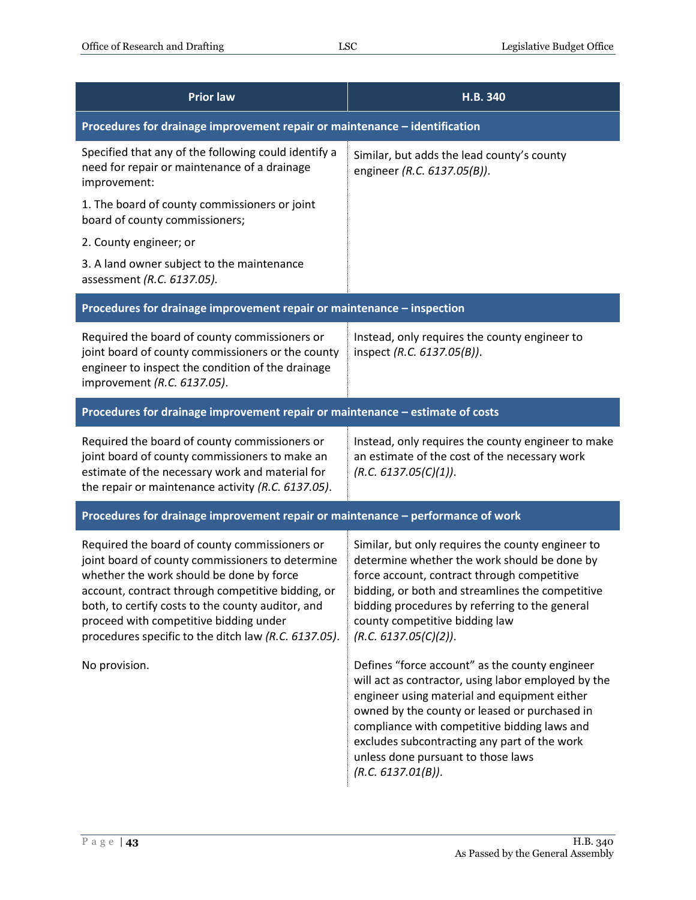| Prior law | H.B. 340 |
|---|---|
| **Procedures for drainage improvement repair or maintenance – identification** | |
| Specified that any of the following could identify a need for repair or maintenance of a drainage improvement:<br>1. The board of county commissioners or joint board of county commissioners;<br>2. County engineer; or<br>3. A land owner subject to the maintenance assessment *(R.C. 6137.05).* | Similar, but adds the lead county's county engineer *(R.C. 6137.05(B))*. |
| **Procedures for drainage improvement repair or maintenance – inspection** | |
| Required the board of county commissioners or joint board of county commissioners or the county engineer to inspect the condition of the drainage improvement *(R.C. 6137.05)*. | Instead, only requires the county engineer to inspect *(R.C. 6137.05(B))*. |
| **Procedures for drainage improvement repair or maintenance – estimate of costs** | |
| Required the board of county commissioners or joint board of county commissioners to make an estimate of the necessary work and material for the repair or maintenance activity *(R.C. 6137.05)*. | Instead, only requires the county engineer to make an estimate of the cost of the necessary work *(R.C. 6137.05(C)(1))*. |
| **Procedures for drainage improvement repair or maintenance – performance of work** | |
| Required the board of county commissioners or joint board of county commissioners to determine whether the work should be done by force account, contract through competitive bidding, or both, to certify costs to the county auditor, and proceed with competitive bidding under procedures specific to the ditch law *(R.C. 6137.05)*. | Similar, but only requires the county engineer to determine whether the work should be done by force account, contract through competitive bidding, or both and streamlines the competitive bidding procedures by referring to the general county competitive bidding law *(R.C. 6137.05(C)(2))*. |
| No provision. | Defines "force account" as the county engineer will act as contractor, using labor employed by the engineer using material and equipment either owned by the county or leased or purchased in compliance with competitive bidding laws and excludes subcontracting any part of the work unless done pursuant to those laws *(R.C. 6137.01(B))*. |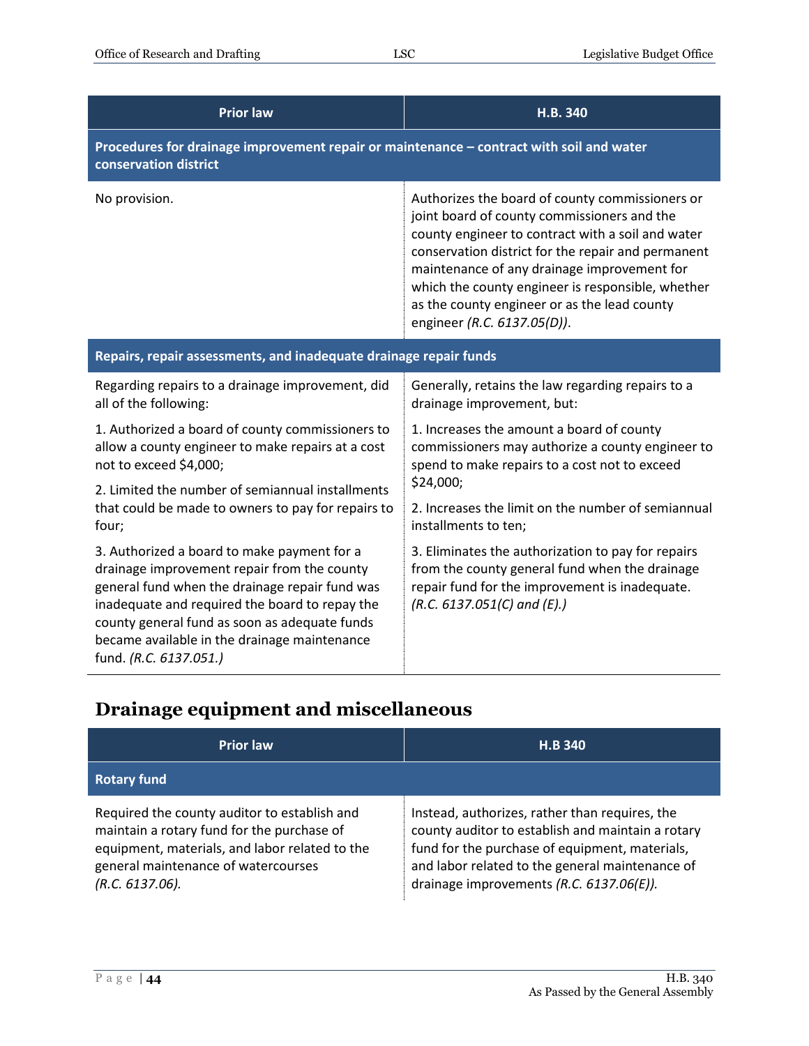| Prior law | H.B. 340 |
|---|---|
| **Procedures for drainage improvement repair or maintenance – contract with soil and water conservation district** | |
| No provision. | Authorizes the board of county commissioners or joint board of county commissioners and the county engineer to contract with a soil and water conservation district for the repair and permanent maintenance of any drainage improvement for which the county engineer is responsible, whether as the county engineer or as the lead county engineer *(R.C. 6137.05(D))*. |
| **Repairs, repair assessments, and inadequate drainage repair funds** | |
| Regarding repairs to a drainage improvement, did all of the following: | Generally, retains the law regarding repairs to a drainage improvement, but: |
| 1. Authorized a board of county commissioners to allow a county engineer to make repairs at a cost not to exceed $4,000; | 1. Increases the amount a board of county commissioners may authorize a county engineer to spend to make repairs to a cost not to exceed $24,000; |
| 2. Limited the number of semiannual installments that could be made to owners to pay for repairs to four; | 2. Increases the limit on the number of semiannual installments to ten; |
| 3. Authorized a board to make payment for a drainage improvement repair from the county general fund when the drainage repair fund was inadequate and required the board to repay the county general fund as soon as adequate funds became available in the drainage maintenance fund. *(R.C. 6137.051.)* | 3. Eliminates the authorization to pay for repairs from the county general fund when the drainage repair fund for the improvement is inadequate. *(R.C. 6137.051(C) and (E).)* |

## Drainage equipment and miscellaneous

| Prior law | H.B 340 |
|---|---|
| **Rotary fund** | |
| Required the county auditor to establish and maintain a rotary fund for the purchase of equipment, materials, and labor related to the general maintenance of watercourses *(R.C. 6137.06).* | Instead, authorizes, rather than requires, the county auditor to establish and maintain a rotary fund for the purchase of equipment, materials, and labor related to the general maintenance of drainage improvements *(R.C. 6137.06(E)).* |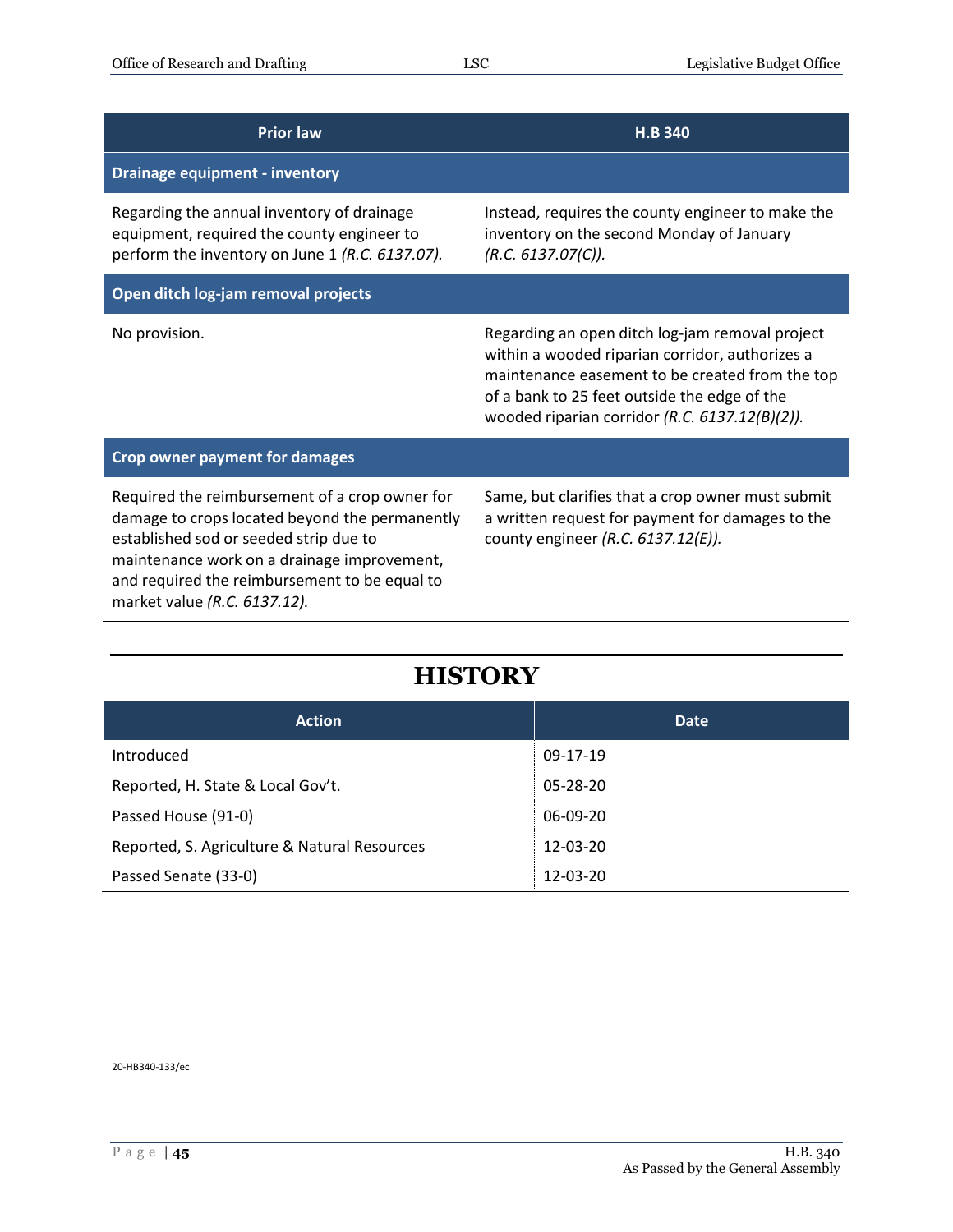| Prior law | H.B 340 |
|---|---|
| **Drainage equipment - inventory** | |
| Regarding the annual inventory of drainage equipment, required the county engineer to perform the inventory on June 1 *(R.C. 6137.07).* | Instead, requires the county engineer to make the inventory on the second Monday of January *(R.C. 6137.07(C)).* |
| **Open ditch log-jam removal projects** | |
| No provision. | Regarding an open ditch log-jam removal project within a wooded riparian corridor, authorizes a maintenance easement to be created from the top of a bank to 25 feet outside the edge of the wooded riparian corridor *(R.C. 6137.12(B)(2)).* |
| **Crop owner payment for damages** | |
| Required the reimbursement of a crop owner for damage to crops located beyond the permanently established sod or seeded strip due to maintenance work on a drainage improvement, and required the reimbursement to be equal to market value *(R.C. 6137.12).* | Same, but clarifies that a crop owner must submit a written request for payment for damages to the county engineer *(R.C. 6137.12(E)).* |

# HISTORY

| Action | Date |
|---|---|
| Introduced | 09-17-19 |
| Reported, H. State & Local Gov't. | 05-28-20 |
| Passed House (91-0) | 06-09-20 |
| Reported, S. Agriculture & Natural Resources | 12-03-20 |
| Passed Senate (33-0) | 12-03-20 |

20-HB340-133/ec